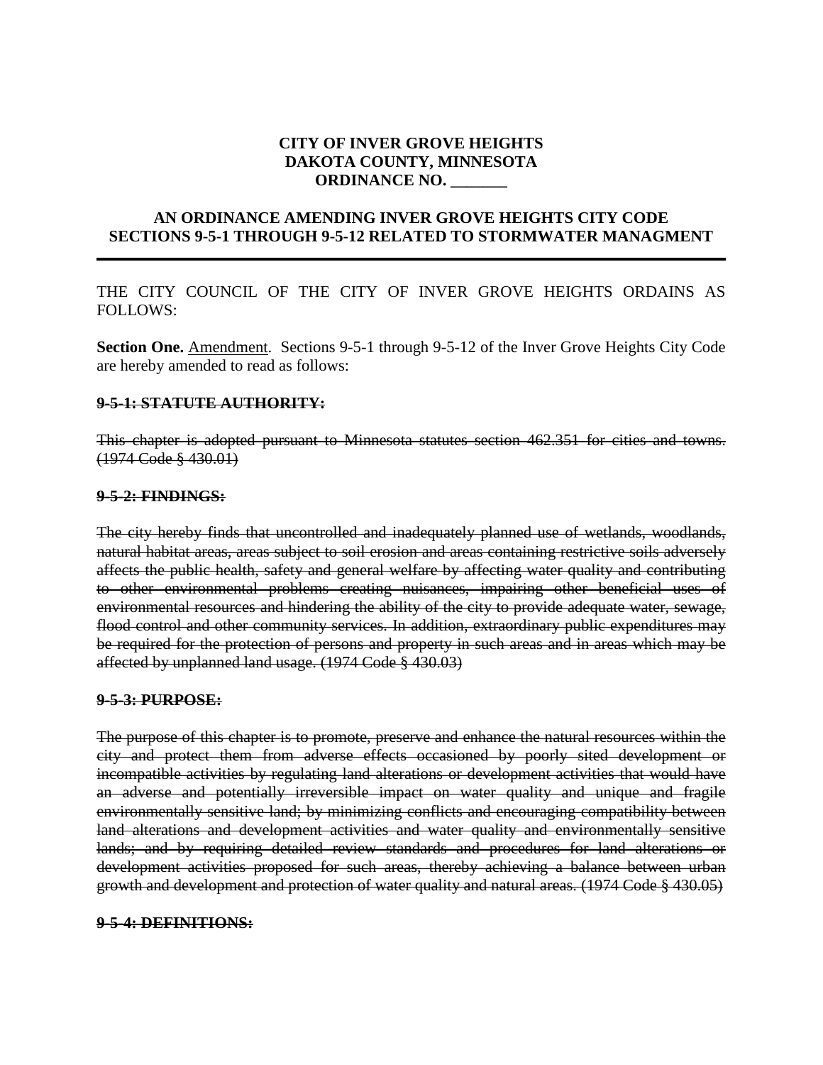**CITY OF INVER GROVE HEIGHTS**
**DAKOTA COUNTY, MINNESOTA**
**ORDINANCE NO. _______**

**AN ORDINANCE AMENDING INVER GROVE HEIGHTS CITY CODE SECTIONS 9-5-1 THROUGH 9-5-12 RELATED TO STORMWATER MANAGMENT**

---

THE CITY COUNCIL OF THE CITY OF INVER GROVE HEIGHTS ORDAINS AS FOLLOWS:

**Section One.** Amendment. Sections 9-5-1 through 9-5-12 of the Inver Grove Heights City Code are hereby amended to read as follows:

**~~9-5-1: STATUTE AUTHORITY:~~**

~~This chapter is adopted pursuant to Minnesota statutes section 462.351 for cities and towns. (1974 Code § 430.01)~~

**~~9-5-2: FINDINGS:~~**

~~The city hereby finds that uncontrolled and inadequately planned use of wetlands, woodlands, natural habitat areas, areas subject to soil erosion and areas containing restrictive soils adversely affects the public health, safety and general welfare by affecting water quality and contributing to other environmental problems creating nuisances, impairing other beneficial uses of environmental resources and hindering the ability of the city to provide adequate water, sewage, flood control and other community services. In addition, extraordinary public expenditures may be required for the protection of persons and property in such areas and in areas which may be affected by unplanned land usage. (1974 Code § 430.03)~~

**~~9-5-3: PURPOSE:~~**

~~The purpose of this chapter is to promote, preserve and enhance the natural resources within the city and protect them from adverse effects occasioned by poorly sited development or incompatible activities by regulating land alterations or development activities that would have an adverse and potentially irreversible impact on water quality and unique and fragile environmentally sensitive land; by minimizing conflicts and encouraging compatibility between land alterations and development activities and water quality and environmentally sensitive lands; and by requiring detailed review standards and procedures for land alterations or development activities proposed for such areas, thereby achieving a balance between urban growth and development and protection of water quality and natural areas. (1974 Code § 430.05)~~

**~~9-5-4: DEFINITIONS:~~**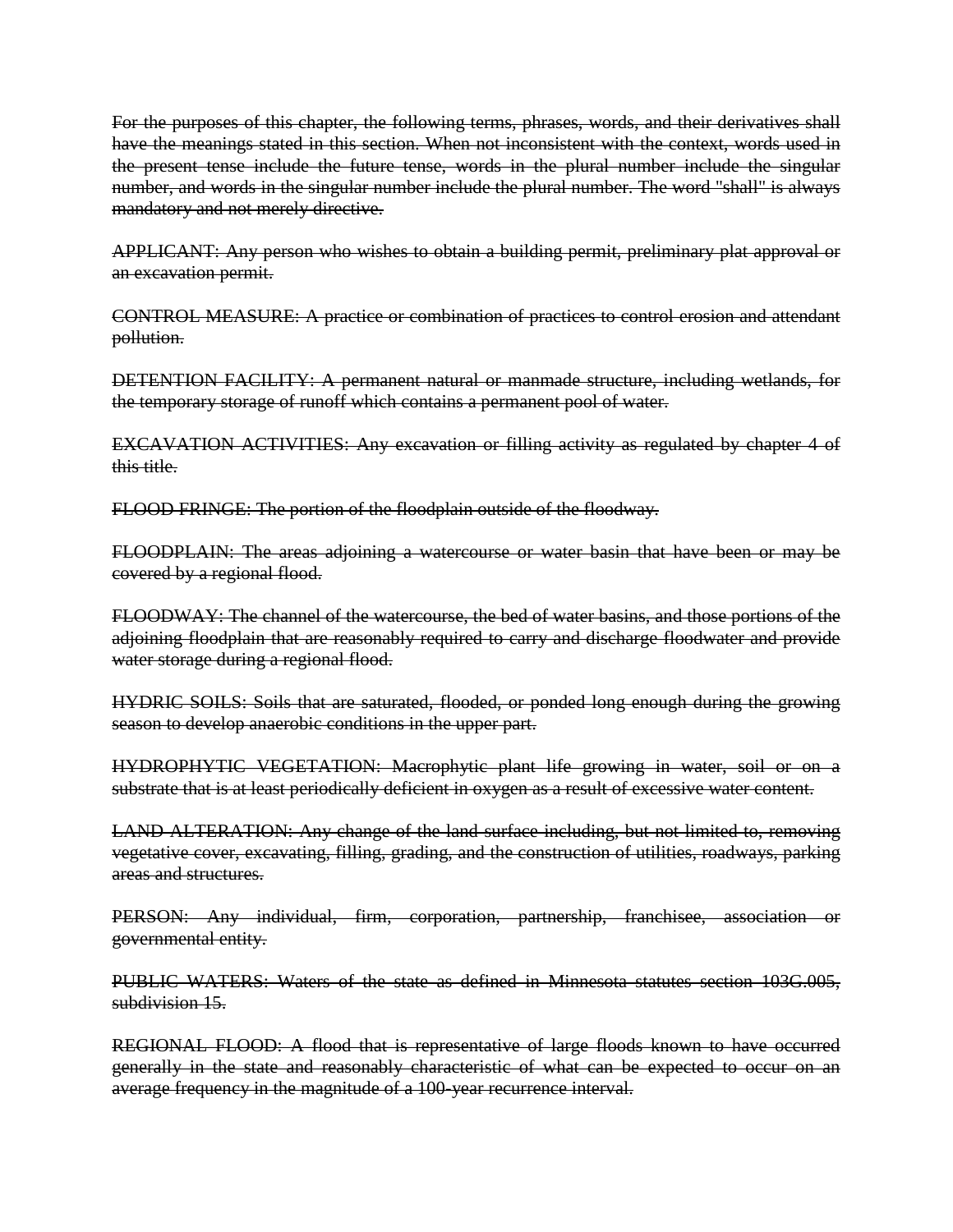~~For the purposes of this chapter, the following terms, phrases, words, and their derivatives shall have the meanings stated in this section. When not inconsistent with the context, words used in the present tense include the future tense, words in the plural number include the singular number, and words in the singular number include the plural number. The word "shall" is always mandatory and not merely directive.~~

~~APPLICANT: Any person who wishes to obtain a building permit, preliminary plat approval or an excavation permit.~~

~~CONTROL MEASURE: A practice or combination of practices to control erosion and attendant pollution.~~

~~DETENTION FACILITY: A permanent natural or manmade structure, including wetlands, for the temporary storage of runoff which contains a permanent pool of water.~~

~~EXCAVATION ACTIVITIES: Any excavation or filling activity as regulated by chapter 4 of this title.~~

~~FLOOD FRINGE: The portion of the floodplain outside of the floodway.~~

~~FLOODPLAIN: The areas adjoining a watercourse or water basin that have been or may be covered by a regional flood.~~

~~FLOODWAY: The channel of the watercourse, the bed of water basins, and those portions of the adjoining floodplain that are reasonably required to carry and discharge floodwater and provide water storage during a regional flood.~~

~~HYDRIC SOILS: Soils that are saturated, flooded, or ponded long enough during the growing season to develop anaerobic conditions in the upper part.~~

~~HYDROPHYTIC VEGETATION: Macrophytic plant life growing in water, soil or on a substrate that is at least periodically deficient in oxygen as a result of excessive water content.~~

~~LAND ALTERATION: Any change of the land surface including, but not limited to, removing vegetative cover, excavating, filling, grading, and the construction of utilities, roadways, parking areas and structures.~~

~~PERSON: Any individual, firm, corporation, partnership, franchisee, association or governmental entity.~~

~~PUBLIC WATERS: Waters of the state as defined in Minnesota statutes section 103G.005, subdivision 15.~~

~~REGIONAL FLOOD: A flood that is representative of large floods known to have occurred generally in the state and reasonably characteristic of what can be expected to occur on an average frequency in the magnitude of a 100-year recurrence interval.~~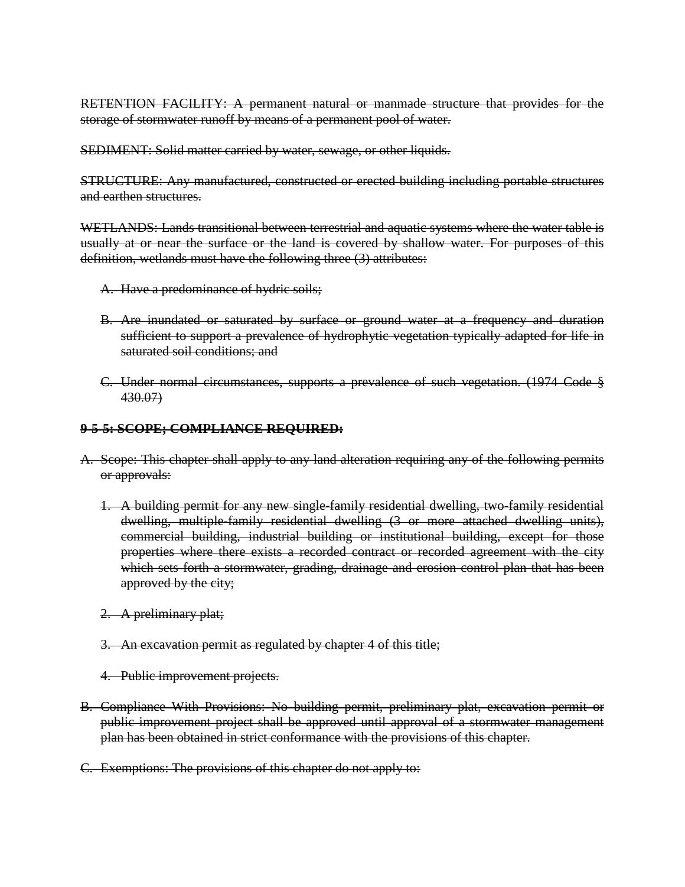~~RETENTION FACILITY: A permanent natural or manmade structure that provides for the storage of stormwater runoff by means of a permanent pool of water.~~

~~SEDIMENT: Solid matter carried by water, sewage, or other liquids.~~

~~STRUCTURE: Any manufactured, constructed or erected building including portable structures and earthen structures.~~

~~WETLANDS: Lands transitional between terrestrial and aquatic systems where the water table is usually at or near the surface or the land is covered by shallow water. For purposes of this definition, wetlands must have the following three (3) attributes:~~

A. ~~Have a predominance of hydric soils;~~

B. ~~Are inundated or saturated by surface or ground water at a frequency and duration sufficient to support a prevalence of hydrophytic vegetation typically adapted for life in saturated soil conditions; and~~

C. ~~Under normal circumstances, supports a prevalence of such vegetation. (1974 Code § 430.07)~~

**~~9-5-5: SCOPE; COMPLIANCE REQUIRED:~~**

A. ~~Scope: This chapter shall apply to any land alteration requiring any of the following permits or approvals:~~

1. ~~A building permit for any new single-family residential dwelling, two-family residential dwelling, multiple-family residential dwelling (3 or more attached dwelling units), commercial building, industrial building or institutional building, except for those properties where there exists a recorded contract or recorded agreement with the city which sets forth a stormwater, grading, drainage and erosion control plan that has been approved by the city;~~

2. ~~A preliminary plat;~~

3. ~~An excavation permit as regulated by chapter 4 of this title;~~

4. ~~Public improvement projects.~~

B. ~~Compliance With Provisions: No building permit, preliminary plat, excavation permit or public improvement project shall be approved until approval of a stormwater management plan has been obtained in strict conformance with the provisions of this chapter.~~

C. ~~Exemptions: The provisions of this chapter do not apply to:~~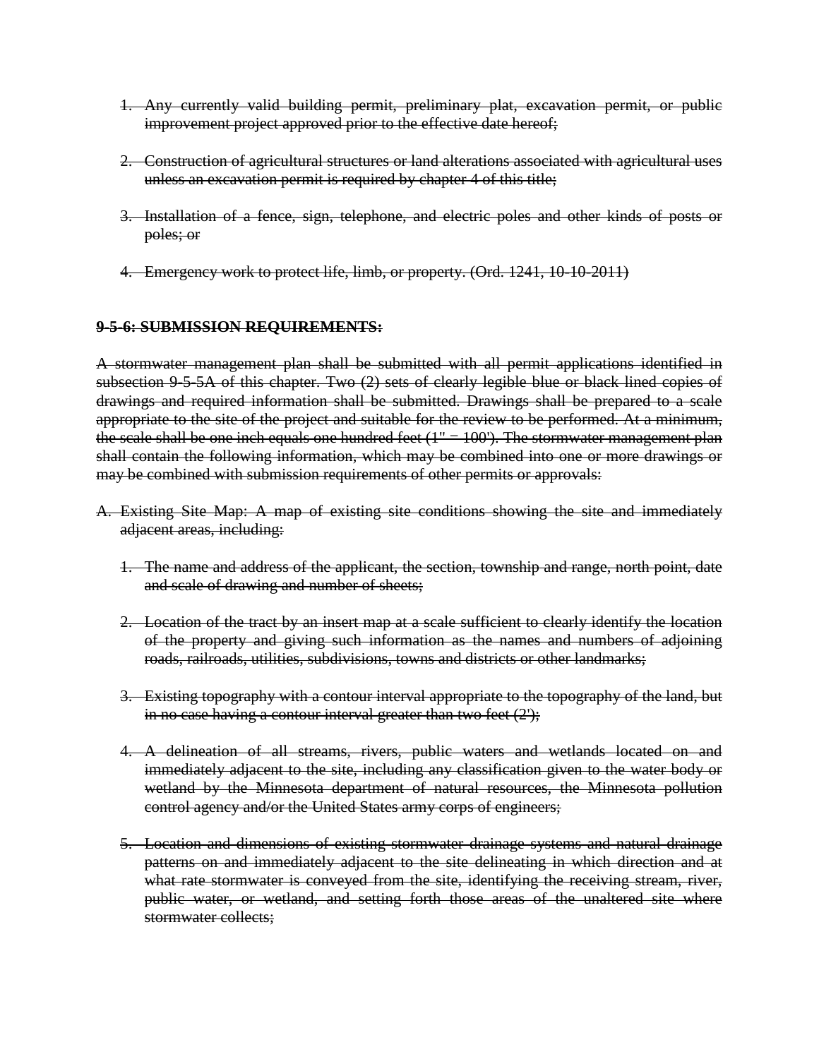~~1. Any currently valid building permit, preliminary plat, excavation permit, or public improvement project approved prior to the effective date hereof;~~

~~2. Construction of agricultural structures or land alterations associated with agricultural uses unless an excavation permit is required by chapter 4 of this title;~~

~~3. Installation of a fence, sign, telephone, and electric poles and other kinds of posts or poles; or~~

~~4. Emergency work to protect life, limb, or property. (Ord. 1241, 10-10-2011)~~

**~~9-5-6: SUBMISSION REQUIREMENTS:~~**

~~A stormwater management plan shall be submitted with all permit applications identified in subsection 9-5-5A of this chapter. Two (2) sets of clearly legible blue or black lined copies of drawings and required information shall be submitted. Drawings shall be prepared to a scale appropriate to the site of the project and suitable for the review to be performed. At a minimum, the scale shall be one inch equals one hundred feet (1" = 100'). The stormwater management plan shall contain the following information, which may be combined into one or more drawings or may be combined with submission requirements of other permits or approvals:~~

~~A. Existing Site Map: A map of existing site conditions showing the site and immediately adjacent areas, including:~~

~~1. The name and address of the applicant, the section, township and range, north point, date and scale of drawing and number of sheets;~~

~~2. Location of the tract by an insert map at a scale sufficient to clearly identify the location of the property and giving such information as the names and numbers of adjoining roads, railroads, utilities, subdivisions, towns and districts or other landmarks;~~

~~3. Existing topography with a contour interval appropriate to the topography of the land, but in no case having a contour interval greater than two feet (2');~~

~~4. A delineation of all streams, rivers, public waters and wetlands located on and immediately adjacent to the site, including any classification given to the water body or wetland by the Minnesota department of natural resources, the Minnesota pollution control agency and/or the United States army corps of engineers;~~

~~5. Location and dimensions of existing stormwater drainage systems and natural drainage patterns on and immediately adjacent to the site delineating in which direction and at what rate stormwater is conveyed from the site, identifying the receiving stream, river, public water, or wetland, and setting forth those areas of the unaltered site where stormwater collects;~~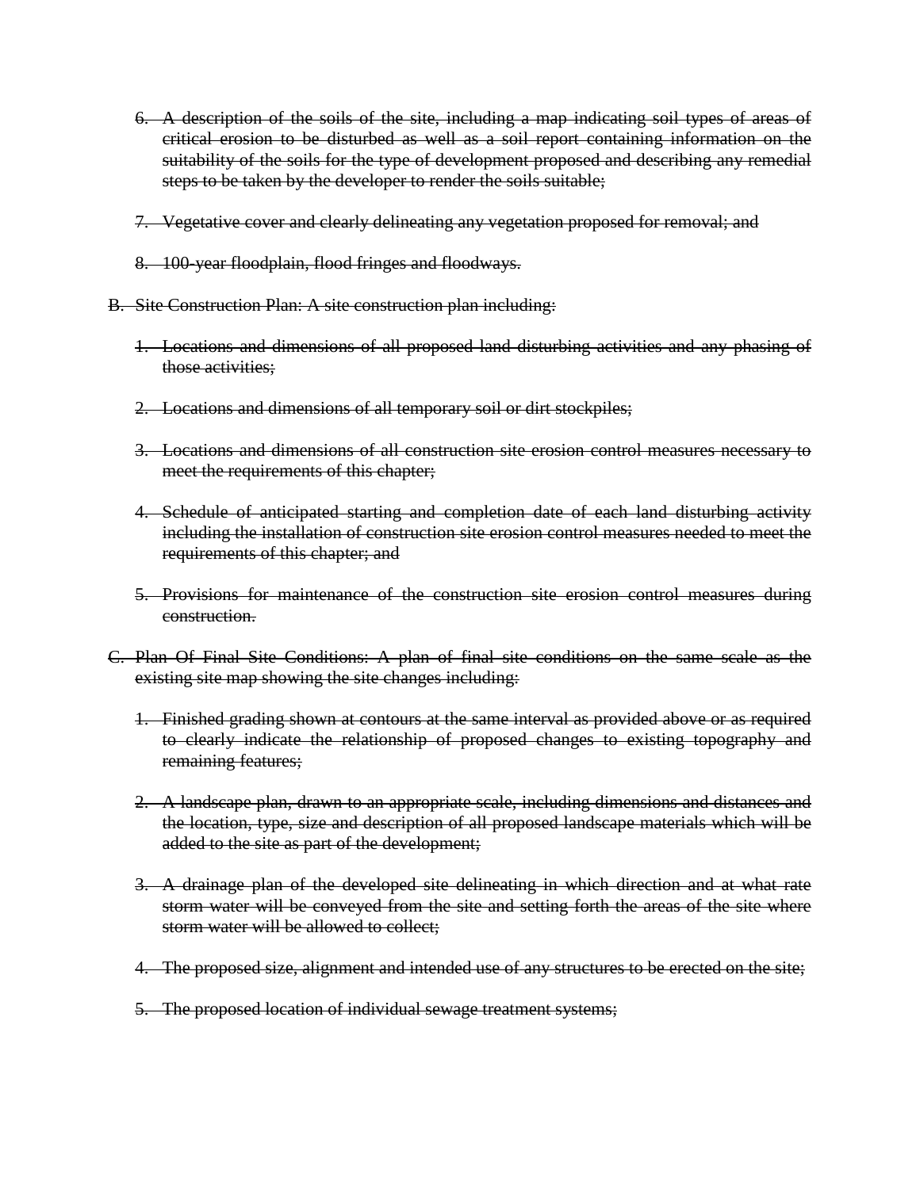6. ~~A description of the soils of the site, including a map indicating soil types of areas of critical erosion to be disturbed as well as a soil report containing information on the suitability of the soils for the type of development proposed and describing any remedial steps to be taken by the developer to render the soils suitable;~~

7. ~~Vegetative cover and clearly delineating any vegetation proposed for removal; and~~

8. ~~100-year floodplain, flood fringes and floodways.~~

B. ~~Site Construction Plan: A site construction plan including:~~

   1. ~~Locations and dimensions of all proposed land disturbing activities and any phasing of those activities;~~

   2. ~~Locations and dimensions of all temporary soil or dirt stockpiles;~~

   3. ~~Locations and dimensions of all construction site erosion control measures necessary to meet the requirements of this chapter;~~

   4. ~~Schedule of anticipated starting and completion date of each land disturbing activity including the installation of construction site erosion control measures needed to meet the requirements of this chapter; and~~

   5. ~~Provisions for maintenance of the construction site erosion control measures during construction.~~

C. ~~Plan Of Final Site Conditions: A plan of final site conditions on the same scale as the existing site map showing the site changes including:~~

   1. ~~Finished grading shown at contours at the same interval as provided above or as required to clearly indicate the relationship of proposed changes to existing topography and remaining features;~~

   2. ~~A landscape plan, drawn to an appropriate scale, including dimensions and distances and the location, type, size and description of all proposed landscape materials which will be added to the site as part of the development;~~

   3. ~~A drainage plan of the developed site delineating in which direction and at what rate storm water will be conveyed from the site and setting forth the areas of the site where storm water will be allowed to collect;~~

   4. ~~The proposed size, alignment and intended use of any structures to be erected on the site;~~

   5. ~~The proposed location of individual sewage treatment systems;~~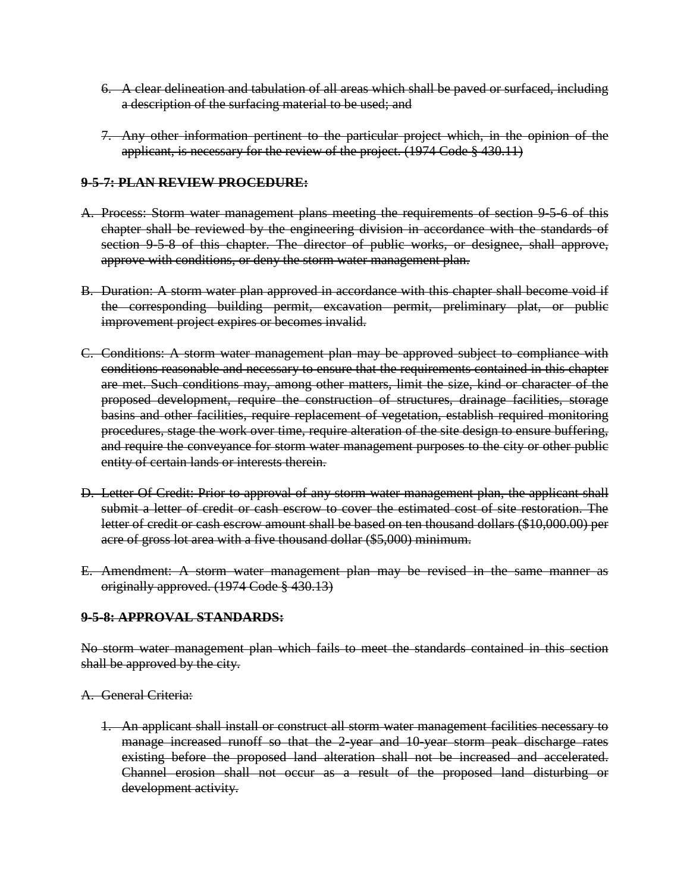~~6. A clear delineation and tabulation of all areas which shall be paved or surfaced, including a description of the surfacing material to be used; and~~

~~7. Any other information pertinent to the particular project which, in the opinion of the applicant, is necessary for the review of the project. (1974 Code § 430.11)~~

~~**9-5-7: PLAN REVIEW PROCEDURE:**~~

~~A. Process: Storm water management plans meeting the requirements of section 9-5-6 of this chapter shall be reviewed by the engineering division in accordance with the standards of section 9-5-8 of this chapter. The director of public works, or designee, shall approve, approve with conditions, or deny the storm water management plan.~~

~~B. Duration: A storm water plan approved in accordance with this chapter shall become void if the corresponding building permit, excavation permit, preliminary plat, or public improvement project expires or becomes invalid.~~

~~C. Conditions: A storm water management plan may be approved subject to compliance with conditions reasonable and necessary to ensure that the requirements contained in this chapter are met. Such conditions may, among other matters, limit the size, kind or character of the proposed development, require the construction of structures, drainage facilities, storage basins and other facilities, require replacement of vegetation, establish required monitoring procedures, stage the work over time, require alteration of the site design to ensure buffering, and require the conveyance for storm water management purposes to the city or other public entity of certain lands or interests therein.~~

~~D. Letter Of Credit: Prior to approval of any storm water management plan, the applicant shall submit a letter of credit or cash escrow to cover the estimated cost of site restoration. The letter of credit or cash escrow amount shall be based on ten thousand dollars ($10,000.00) per acre of gross lot area with a five thousand dollar ($5,000) minimum.~~

~~E. Amendment: A storm water management plan may be revised in the same manner as originally approved. (1974 Code § 430.13)~~

~~**9-5-8: APPROVAL STANDARDS:**~~

~~No storm water management plan which fails to meet the standards contained in this section shall be approved by the city.~~

~~A. General Criteria:~~

~~1. An applicant shall install or construct all storm water management facilities necessary to manage increased runoff so that the 2-year and 10-year storm peak discharge rates existing before the proposed land alteration shall not be increased and accelerated. Channel erosion shall not occur as a result of the proposed land disturbing or development activity.~~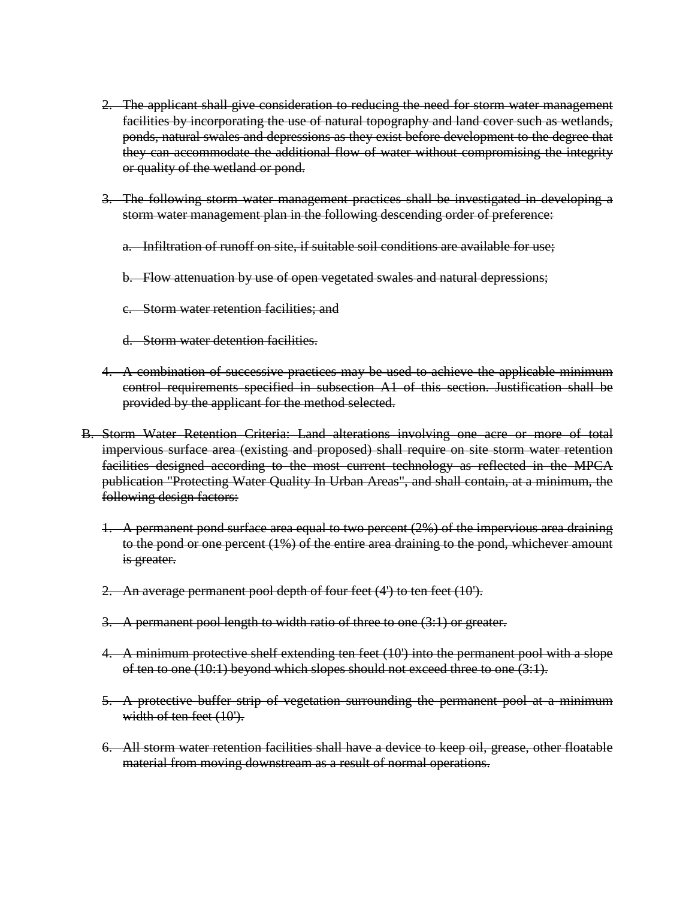~~2. The applicant shall give consideration to reducing the need for storm water management facilities by incorporating the use of natural topography and land cover such as wetlands, ponds, natural swales and depressions as they exist before development to the degree that they can accommodate the additional flow of water without compromising the integrity or quality of the wetland or pond.~~

~~3. The following storm water management practices shall be investigated in developing a storm water management plan in the following descending order of preference:~~

   ~~a. Infiltration of runoff on site, if suitable soil conditions are available for use;~~

   ~~b. Flow attenuation by use of open vegetated swales and natural depressions;~~

   ~~c. Storm water retention facilities; and~~

   ~~d. Storm water detention facilities.~~

~~4. A combination of successive practices may be used to achieve the applicable minimum control requirements specified in subsection A1 of this section. Justification shall be provided by the applicant for the method selected.~~

~~B. Storm Water Retention Criteria: Land alterations involving one acre or more of total impervious surface area (existing and proposed) shall require on site storm water retention facilities designed according to the most current technology as reflected in the MPCA publication "Protecting Water Quality In Urban Areas", and shall contain, at a minimum, the following design factors:~~

   ~~1. A permanent pond surface area equal to two percent (2%) of the impervious area draining to the pond or one percent (1%) of the entire area draining to the pond, whichever amount is greater.~~

   ~~2. An average permanent pool depth of four feet (4') to ten feet (10').~~

   ~~3. A permanent pool length to width ratio of three to one (3:1) or greater.~~

   ~~4. A minimum protective shelf extending ten feet (10') into the permanent pool with a slope of ten to one (10:1) beyond which slopes should not exceed three to one (3:1).~~

   ~~5. A protective buffer strip of vegetation surrounding the permanent pool at a minimum width of ten feet (10').~~

   ~~6. All storm water retention facilities shall have a device to keep oil, grease, other floatable material from moving downstream as a result of normal operations.~~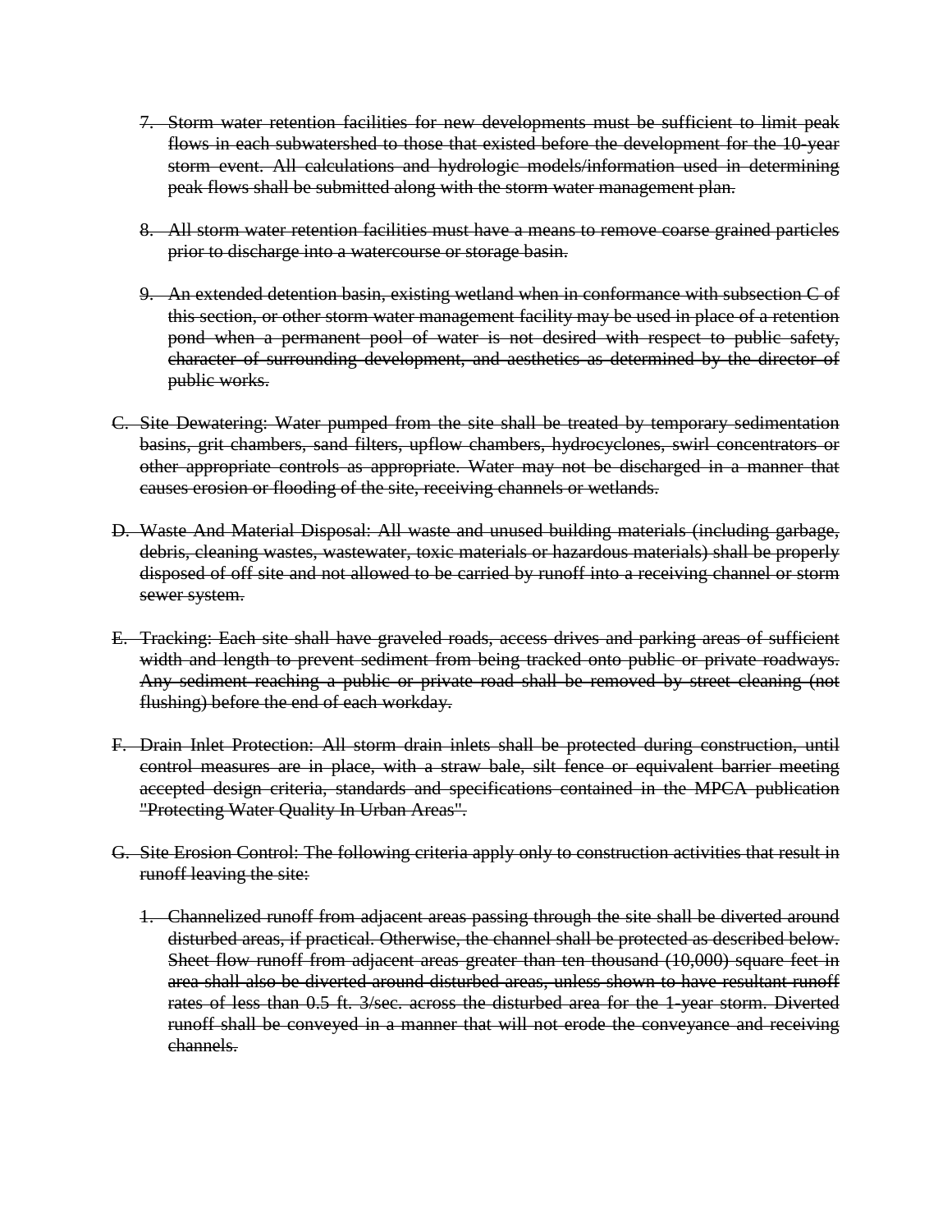7. ~~Storm water retention facilities for new developments must be sufficient to limit peak flows in each subwatershed to those that existed before the development for the 10-year storm event. All calculations and hydrologic models/information used in determining peak flows shall be submitted along with the storm water management plan.~~

8. ~~All storm water retention facilities must have a means to remove coarse grained particles prior to discharge into a watercourse or storage basin.~~

9. ~~An extended detention basin, existing wetland when in conformance with subsection C of this section, or other storm water management facility may be used in place of a retention pond when a permanent pool of water is not desired with respect to public safety, character of surrounding development, and aesthetics as determined by the director of public works.~~

C. ~~Site Dewatering: Water pumped from the site shall be treated by temporary sedimentation basins, grit chambers, sand filters, upflow chambers, hydrocyclones, swirl concentrators or other appropriate controls as appropriate. Water may not be discharged in a manner that causes erosion or flooding of the site, receiving channels or wetlands.~~

D. ~~Waste And Material Disposal: All waste and unused building materials (including garbage, debris, cleaning wastes, wastewater, toxic materials or hazardous materials) shall be properly disposed of off site and not allowed to be carried by runoff into a receiving channel or storm sewer system.~~

E. ~~Tracking: Each site shall have graveled roads, access drives and parking areas of sufficient width and length to prevent sediment from being tracked onto public or private roadways. Any sediment reaching a public or private road shall be removed by street cleaning (not flushing) before the end of each workday.~~

F. ~~Drain Inlet Protection: All storm drain inlets shall be protected during construction, until control measures are in place, with a straw bale, silt fence or equivalent barrier meeting accepted design criteria, standards and specifications contained in the MPCA publication "Protecting Water Quality In Urban Areas".~~

G. ~~Site Erosion Control: The following criteria apply only to construction activities that result in runoff leaving the site:~~

   1. ~~Channelized runoff from adjacent areas passing through the site shall be diverted around disturbed areas, if practical. Otherwise, the channel shall be protected as described below. Sheet flow runoff from adjacent areas greater than ten thousand (10,000) square feet in area shall also be diverted around disturbed areas, unless shown to have resultant runoff rates of less than 0.5 ft. 3/sec. across the disturbed area for the 1-year storm. Diverted runoff shall be conveyed in a manner that will not erode the conveyance and receiving channels.~~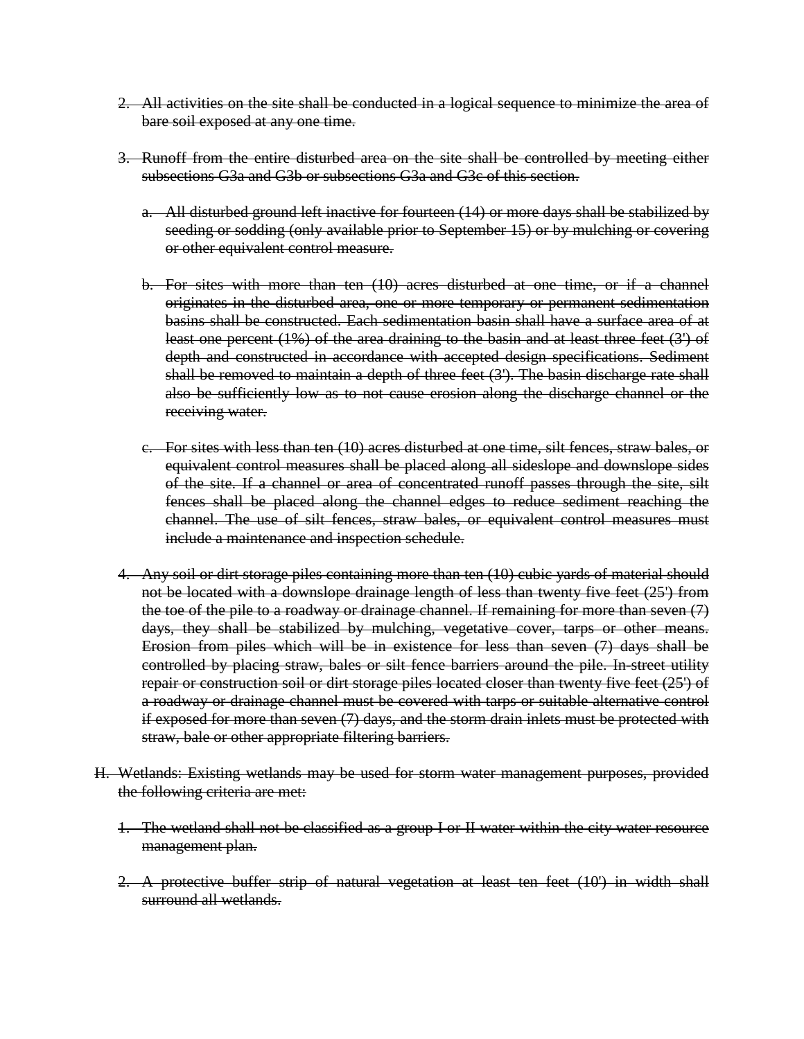2. ~~All activities on the site shall be conducted in a logical sequence to minimize the area of bare soil exposed at any one time.~~

3. ~~Runoff from the entire disturbed area on the site shall be controlled by meeting either subsections G3a and G3b or subsections G3a and G3c of this section.~~

   a. ~~All disturbed ground left inactive for fourteen (14) or more days shall be stabilized by seeding or sodding (only available prior to September 15) or by mulching or covering or other equivalent control measure.~~

   b. ~~For sites with more than ten (10) acres disturbed at one time, or if a channel originates in the disturbed area, one or more temporary or permanent sedimentation basins shall be constructed. Each sedimentation basin shall have a surface area of at least one percent (1%) of the area draining to the basin and at least three feet (3') of depth and constructed in accordance with accepted design specifications. Sediment shall be removed to maintain a depth of three feet (3'). The basin discharge rate shall also be sufficiently low as to not cause erosion along the discharge channel or the receiving water.~~

   c. ~~For sites with less than ten (10) acres disturbed at one time, silt fences, straw bales, or equivalent control measures shall be placed along all sideslope and downslope sides of the site. If a channel or area of concentrated runoff passes through the site, silt fences shall be placed along the channel edges to reduce sediment reaching the channel. The use of silt fences, straw bales, or equivalent control measures must include a maintenance and inspection schedule.~~

4. ~~Any soil or dirt storage piles containing more than ten (10) cubic yards of material should not be located with a downslope drainage length of less than twenty five feet (25') from the toe of the pile to a roadway or drainage channel. If remaining for more than seven (7) days, they shall be stabilized by mulching, vegetative cover, tarps or other means. Erosion from piles which will be in existence for less than seven (7) days shall be controlled by placing straw, bales or silt fence barriers around the pile. In-street utility repair or construction soil or dirt storage piles located closer than twenty five feet (25') of a roadway or drainage channel must be covered with tarps or suitable alternative control if exposed for more than seven (7) days, and the storm drain inlets must be protected with straw, bale or other appropriate filtering barriers.~~

H. ~~Wetlands: Existing wetlands may be used for storm water management purposes, provided the following criteria are met:~~

   1. ~~The wetland shall not be classified as a group I or II water within the city water resource management plan.~~

   2. ~~A protective buffer strip of natural vegetation at least ten feet (10') in width shall surround all wetlands.~~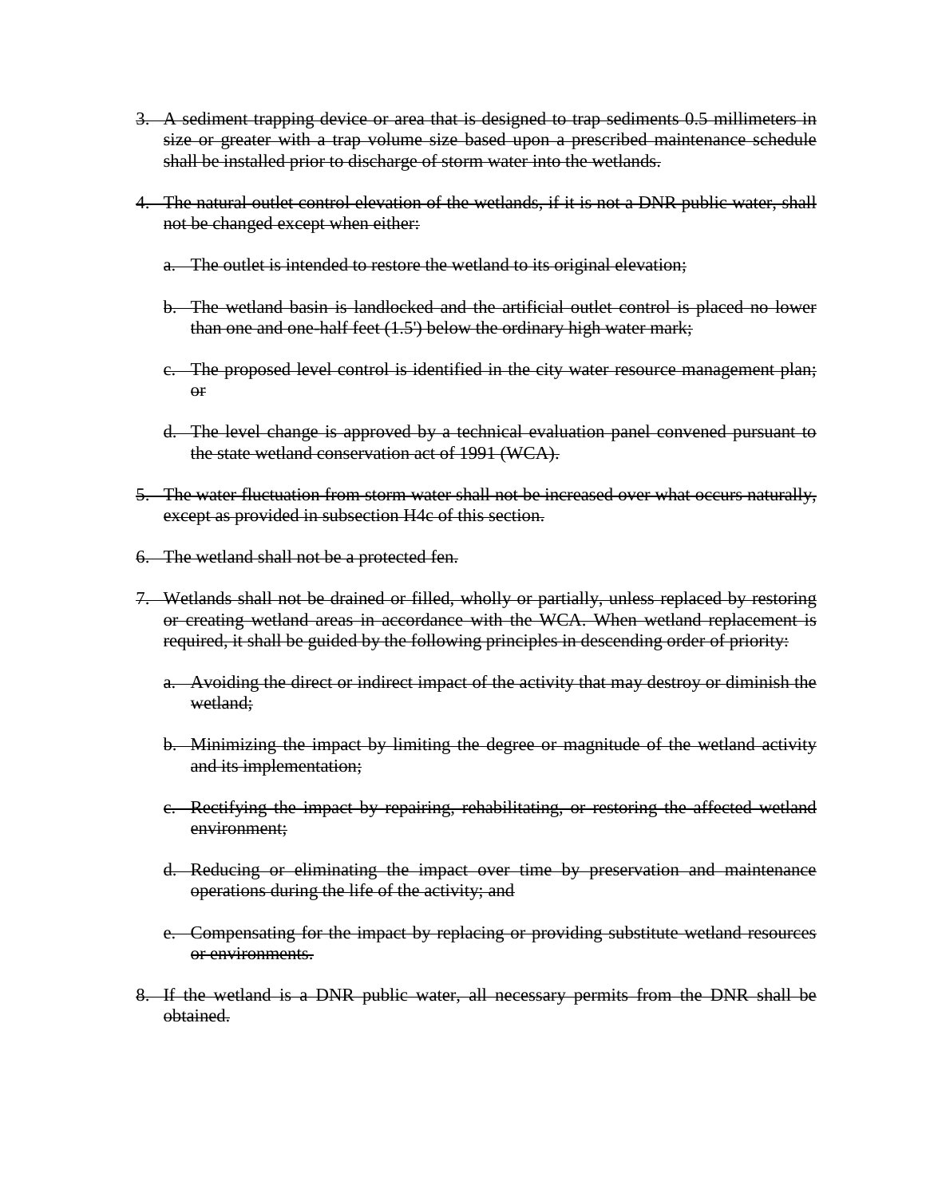3. ~~A sediment trapping device or area that is designed to trap sediments 0.5 millimeters in size or greater with a trap volume size based upon a prescribed maintenance schedule shall be installed prior to discharge of storm water into the wetlands.~~

4. ~~The natural outlet control elevation of the wetlands, if it is not a DNR public water, shall not be changed except when either:~~

   a. ~~The outlet is intended to restore the wetland to its original elevation;~~

   b. ~~The wetland basin is landlocked and the artificial outlet control is placed no lower than one and one-half feet (1.5') below the ordinary high water mark;~~

   c. ~~The proposed level control is identified in the city water resource management plan; or~~

   d. ~~The level change is approved by a technical evaluation panel convened pursuant to the state wetland conservation act of 1991 (WCA).~~

5. ~~The water fluctuation from storm water shall not be increased over what occurs naturally, except as provided in subsection H4c of this section.~~

6. ~~The wetland shall not be a protected fen.~~

7. ~~Wetlands shall not be drained or filled, wholly or partially, unless replaced by restoring or creating wetland areas in accordance with the WCA. When wetland replacement is required, it shall be guided by the following principles in descending order of priority:~~

   a. ~~Avoiding the direct or indirect impact of the activity that may destroy or diminish the wetland;~~

   b. ~~Minimizing the impact by limiting the degree or magnitude of the wetland activity and its implementation;~~

   c. ~~Rectifying the impact by repairing, rehabilitating, or restoring the affected wetland environment;~~

   d. ~~Reducing or eliminating the impact over time by preservation and maintenance operations during the life of the activity; and~~

   e. ~~Compensating for the impact by replacing or providing substitute wetland resources or environments.~~

8. ~~If the wetland is a DNR public water, all necessary permits from the DNR shall be obtained.~~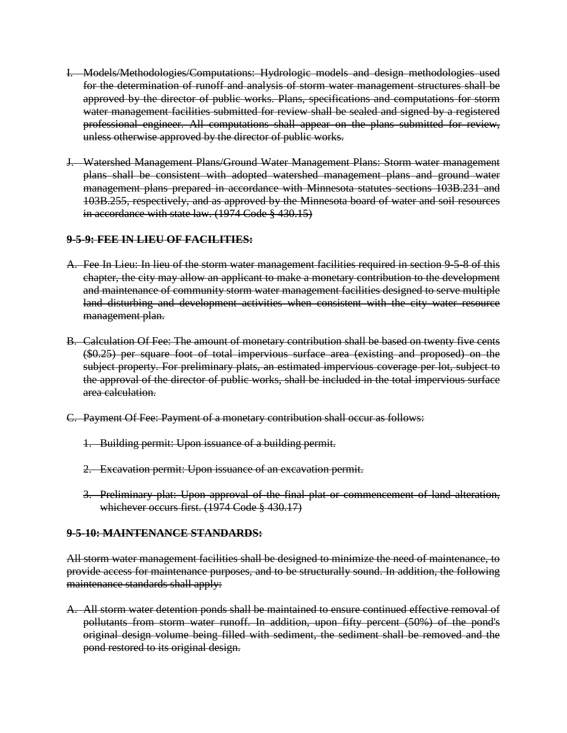~~I. Models/Methodologies/Computations: Hydrologic models and design methodologies used for the determination of runoff and analysis of storm water management structures shall be approved by the director of public works. Plans, specifications and computations for storm water management facilities submitted for review shall be sealed and signed by a registered professional engineer. All computations shall appear on the plans submitted for review, unless otherwise approved by the director of public works.~~

~~J. Watershed Management Plans/Ground Water Management Plans: Storm water management plans shall be consistent with adopted watershed management plans and ground water management plans prepared in accordance with Minnesota statutes sections 103B.231 and 103B.255, respectively, and as approved by the Minnesota board of water and soil resources in accordance with state law. (1974 Code § 430.15)~~

**~~9-5-9: FEE IN LIEU OF FACILITIES:~~**

~~A. Fee In Lieu: In lieu of the storm water management facilities required in section 9-5-8 of this chapter, the city may allow an applicant to make a monetary contribution to the development and maintenance of community storm water management facilities designed to serve multiple land disturbing and development activities when consistent with the city water resource management plan.~~

~~B. Calculation Of Fee: The amount of monetary contribution shall be based on twenty five cents ($0.25) per square foot of total impervious surface area (existing and proposed) on the subject property. For preliminary plats, an estimated impervious coverage per lot, subject to the approval of the director of public works, shall be included in the total impervious surface area calculation.~~

~~C. Payment Of Fee: Payment of a monetary contribution shall occur as follows:~~

~~1. Building permit: Upon issuance of a building permit.~~

~~2. Excavation permit: Upon issuance of an excavation permit.~~

~~3. Preliminary plat: Upon approval of the final plat or commencement of land alteration, whichever occurs first. (1974 Code § 430.17)~~

**~~9-5-10: MAINTENANCE STANDARDS:~~**

~~All storm water management facilities shall be designed to minimize the need of maintenance, to provide access for maintenance purposes, and to be structurally sound. In addition, the following maintenance standards shall apply:~~

~~A. All storm water detention ponds shall be maintained to ensure continued effective removal of pollutants from storm water runoff. In addition, upon fifty percent (50%) of the pond's original design volume being filled with sediment, the sediment shall be removed and the pond restored to its original design.~~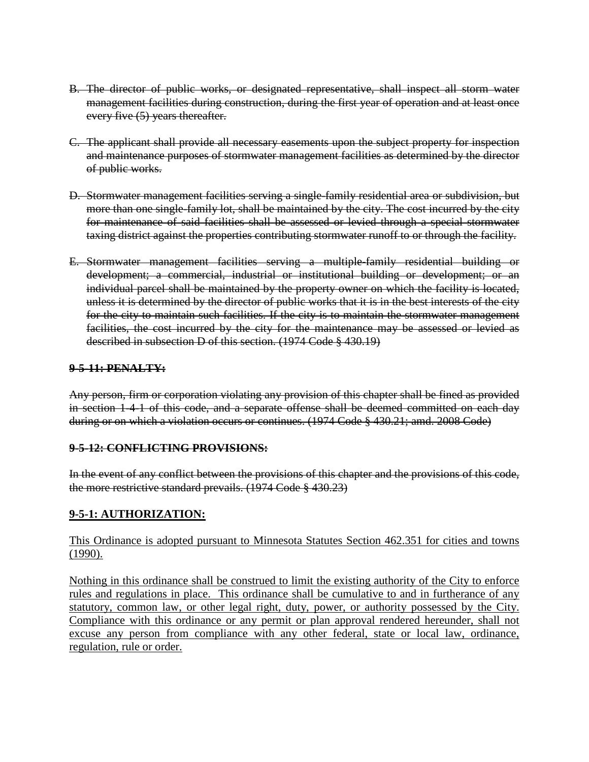~~B. The director of public works, or designated representative, shall inspect all storm water management facilities during construction, during the first year of operation and at least once every five (5) years thereafter.~~

~~C. The applicant shall provide all necessary easements upon the subject property for inspection and maintenance purposes of stormwater management facilities as determined by the director of public works.~~

~~D. Stormwater management facilities serving a single-family residential area or subdivision, but more than one single-family lot, shall be maintained by the city. The cost incurred by the city for maintenance of said facilities shall be assessed or levied through a special stormwater taxing district against the properties contributing stormwater runoff to or through the facility.~~

~~E. Stormwater management facilities serving a multiple-family residential building or development; a commercial, industrial or institutional building or development; or an individual parcel shall be maintained by the property owner on which the facility is located, unless it is determined by the director of public works that it is in the best interests of the city for the city to maintain such facilities. If the city is to maintain the stormwater management facilities, the cost incurred by the city for the maintenance may be assessed or levied as described in subsection D of this section. (1974 Code § 430.19)~~

~~**9-5-11: PENALTY:**~~

~~Any person, firm or corporation violating any provision of this chapter shall be fined as provided in section 1-4-1 of this code, and a separate offense shall be deemed committed on each day during or on which a violation occurs or continues. (1974 Code § 430.21; amd. 2008 Code)~~

~~**9-5-12: CONFLICTING PROVISIONS:**~~

~~In the event of any conflict between the provisions of this chapter and the provisions of this code, the more restrictive standard prevails. (1974 Code § 430.23)~~

## <u>9-5-1: AUTHORIZATION:</u>

<u>This Ordinance is adopted pursuant to Minnesota Statutes Section 462.351 for cities and towns (1990).</u>

<u>Nothing in this ordinance shall be construed to limit the existing authority of the City to enforce rules and regulations in place. This ordinance shall be cumulative to and in furtherance of any statutory, common law, or other legal right, duty, power, or authority possessed by the City. Compliance with this ordinance or any permit or plan approval rendered hereunder, shall not excuse any person from compliance with any other federal, state or local law, ordinance, regulation, rule or order.</u>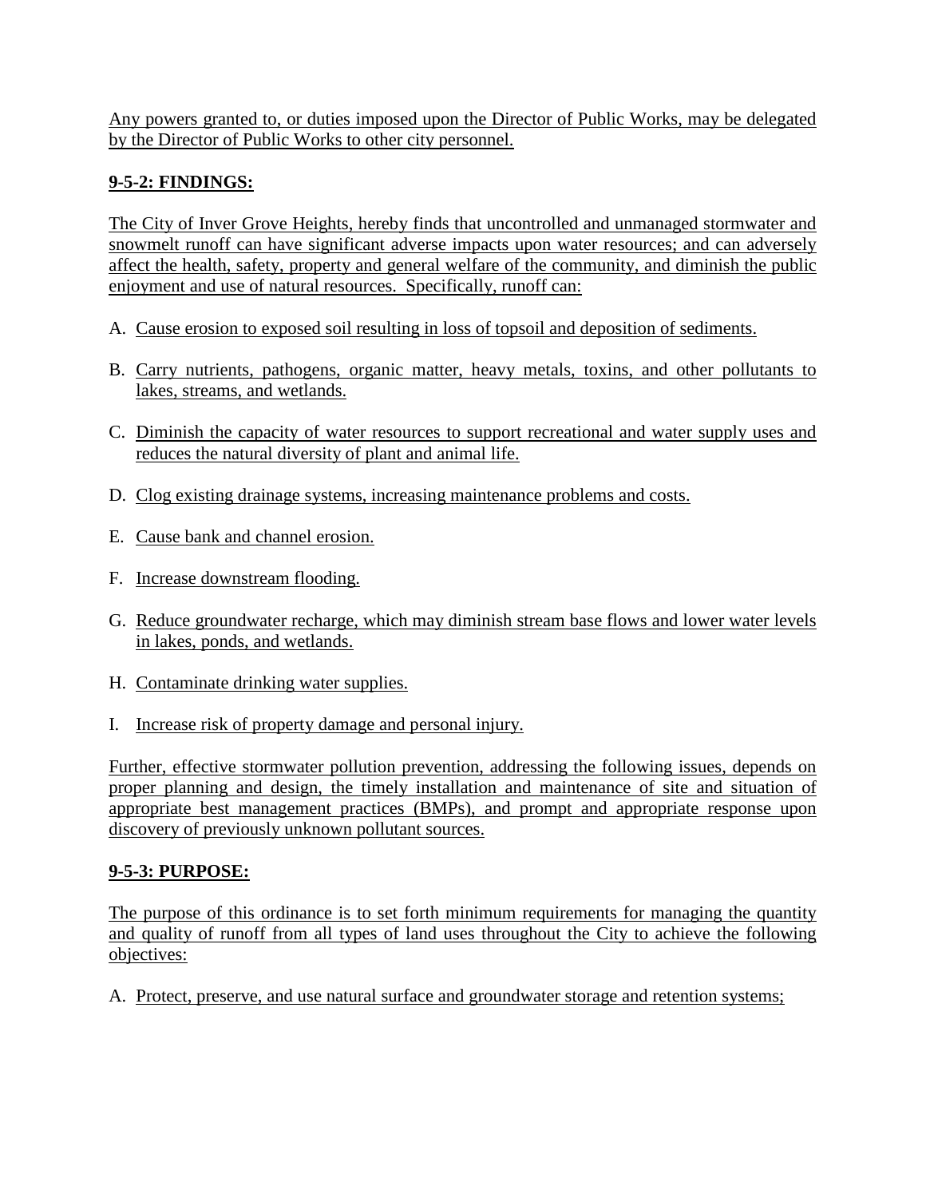Any powers granted to, or duties imposed upon the Director of Public Works, may be delegated by the Director of Public Works to other city personnel.

**9-5-2: FINDINGS:**

The City of Inver Grove Heights, hereby finds that uncontrolled and unmanaged stormwater and snowmelt runoff can have significant adverse impacts upon water resources; and can adversely affect the health, safety, property and general welfare of the community, and diminish the public enjoyment and use of natural resources. Specifically, runoff can:

A. Cause erosion to exposed soil resulting in loss of topsoil and deposition of sediments.

B. Carry nutrients, pathogens, organic matter, heavy metals, toxins, and other pollutants to lakes, streams, and wetlands.

C. Diminish the capacity of water resources to support recreational and water supply uses and reduces the natural diversity of plant and animal life.

D. Clog existing drainage systems, increasing maintenance problems and costs.

E. Cause bank and channel erosion.

F. Increase downstream flooding.

G. Reduce groundwater recharge, which may diminish stream base flows and lower water levels in lakes, ponds, and wetlands.

H. Contaminate drinking water supplies.

I. Increase risk of property damage and personal injury.

Further, effective stormwater pollution prevention, addressing the following issues, depends on proper planning and design, the timely installation and maintenance of site and situation of appropriate best management practices (BMPs), and prompt and appropriate response upon discovery of previously unknown pollutant sources.

**9-5-3: PURPOSE:**

The purpose of this ordinance is to set forth minimum requirements for managing the quantity and quality of runoff from all types of land uses throughout the City to achieve the following objectives:

A. Protect, preserve, and use natural surface and groundwater storage and retention systems;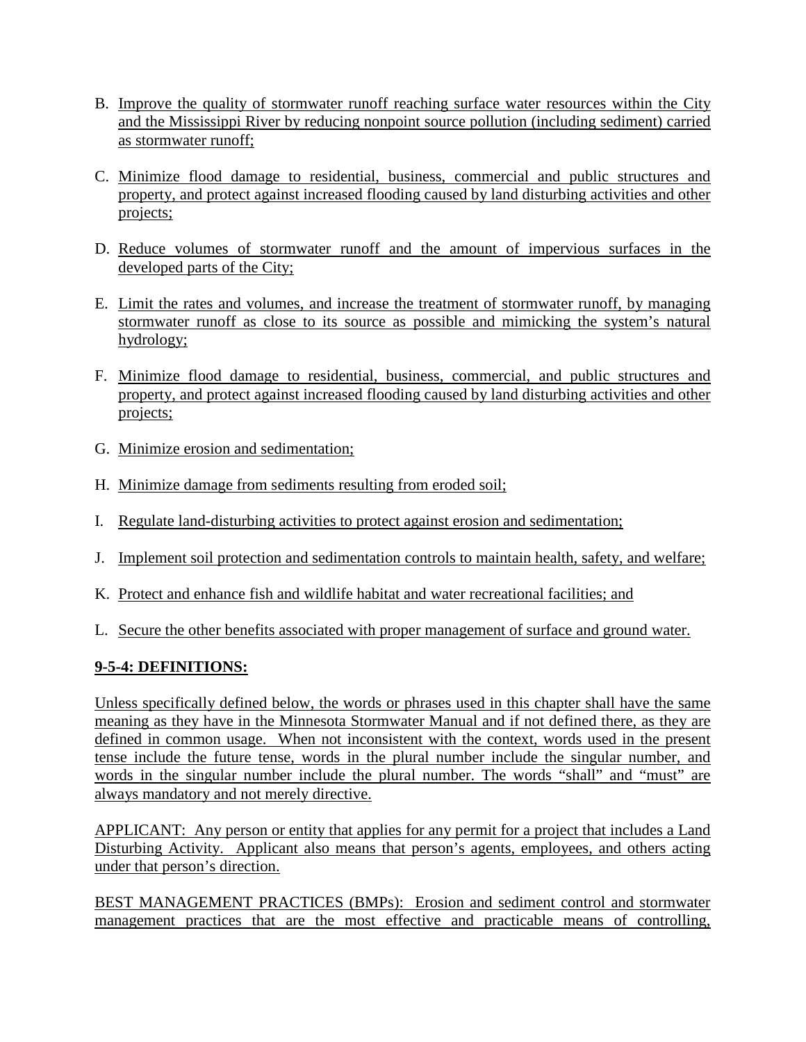B. Improve the quality of stormwater runoff reaching surface water resources within the City and the Mississippi River by reducing nonpoint source pollution (including sediment) carried as stormwater runoff;

C. Minimize flood damage to residential, business, commercial and public structures and property, and protect against increased flooding caused by land disturbing activities and other projects;

D. Reduce volumes of stormwater runoff and the amount of impervious surfaces in the developed parts of the City;

E. Limit the rates and volumes, and increase the treatment of stormwater runoff, by managing stormwater runoff as close to its source as possible and mimicking the system's natural hydrology;

F. Minimize flood damage to residential, business, commercial, and public structures and property, and protect against increased flooding caused by land disturbing activities and other projects;

G. Minimize erosion and sedimentation;

H. Minimize damage from sediments resulting from eroded soil;

I. Regulate land-disturbing activities to protect against erosion and sedimentation;

J. Implement soil protection and sedimentation controls to maintain health, safety, and welfare;

K. Protect and enhance fish and wildlife habitat and water recreational facilities; and

L. Secure the other benefits associated with proper management of surface and ground water.

**9-5-4: DEFINITIONS:**

Unless specifically defined below, the words or phrases used in this chapter shall have the same meaning as they have in the Minnesota Stormwater Manual and if not defined there, as they are defined in common usage. When not inconsistent with the context, words used in the present tense include the future tense, words in the plural number include the singular number, and words in the singular number include the plural number. The words "shall" and "must" are always mandatory and not merely directive.

APPLICANT: Any person or entity that applies for any permit for a project that includes a Land Disturbing Activity. Applicant also means that person's agents, employees, and others acting under that person's direction.

BEST MANAGEMENT PRACTICES (BMPs): Erosion and sediment control and stormwater management practices that are the most effective and practicable means of controlling,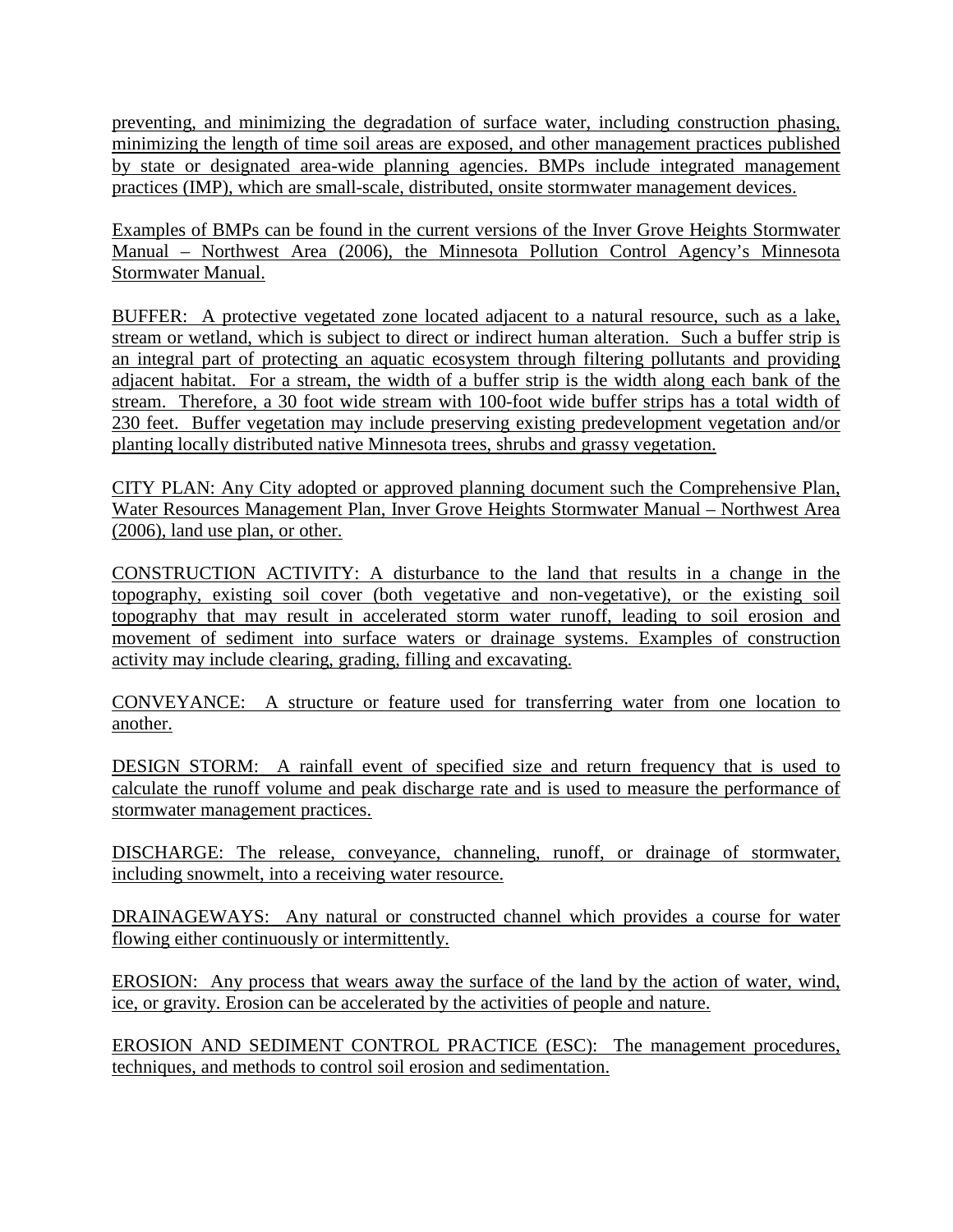preventing, and minimizing the degradation of surface water, including construction phasing, minimizing the length of time soil areas are exposed, and other management practices published by state or designated area-wide planning agencies. BMPs include integrated management practices (IMP), which are small-scale, distributed, onsite stormwater management devices.

Examples of BMPs can be found in the current versions of the Inver Grove Heights Stormwater Manual – Northwest Area (2006), the Minnesota Pollution Control Agency's Minnesota Stormwater Manual.

BUFFER: A protective vegetated zone located adjacent to a natural resource, such as a lake, stream or wetland, which is subject to direct or indirect human alteration. Such a buffer strip is an integral part of protecting an aquatic ecosystem through filtering pollutants and providing adjacent habitat. For a stream, the width of a buffer strip is the width along each bank of the stream. Therefore, a 30 foot wide stream with 100-foot wide buffer strips has a total width of 230 feet. Buffer vegetation may include preserving existing predevelopment vegetation and/or planting locally distributed native Minnesota trees, shrubs and grassy vegetation.

CITY PLAN: Any City adopted or approved planning document such the Comprehensive Plan, Water Resources Management Plan, Inver Grove Heights Stormwater Manual – Northwest Area (2006), land use plan, or other.

CONSTRUCTION ACTIVITY: A disturbance to the land that results in a change in the topography, existing soil cover (both vegetative and non-vegetative), or the existing soil topography that may result in accelerated storm water runoff, leading to soil erosion and movement of sediment into surface waters or drainage systems. Examples of construction activity may include clearing, grading, filling and excavating.

CONVEYANCE: A structure or feature used for transferring water from one location to another.

DESIGN STORM: A rainfall event of specified size and return frequency that is used to calculate the runoff volume and peak discharge rate and is used to measure the performance of stormwater management practices.

DISCHARGE: The release, conveyance, channeling, runoff, or drainage of stormwater, including snowmelt, into a receiving water resource.

DRAINAGEWAYS: Any natural or constructed channel which provides a course for water flowing either continuously or intermittently.

EROSION: Any process that wears away the surface of the land by the action of water, wind, ice, or gravity. Erosion can be accelerated by the activities of people and nature.

EROSION AND SEDIMENT CONTROL PRACTICE (ESC): The management procedures, techniques, and methods to control soil erosion and sedimentation.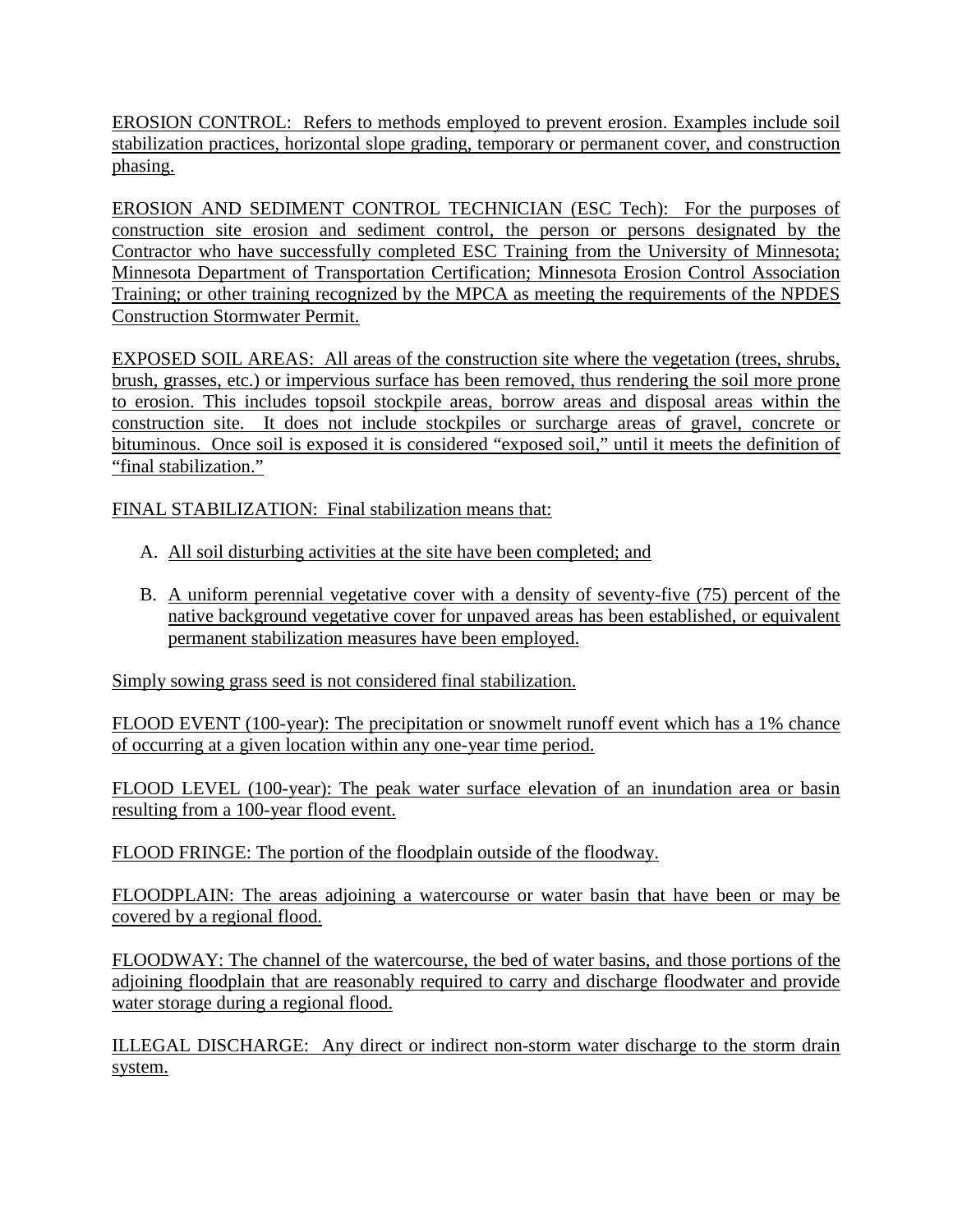EROSION CONTROL: Refers to methods employed to prevent erosion. Examples include soil stabilization practices, horizontal slope grading, temporary or permanent cover, and construction phasing.

EROSION AND SEDIMENT CONTROL TECHNICIAN (ESC Tech): For the purposes of construction site erosion and sediment control, the person or persons designated by the Contractor who have successfully completed ESC Training from the University of Minnesota; Minnesota Department of Transportation Certification; Minnesota Erosion Control Association Training; or other training recognized by the MPCA as meeting the requirements of the NPDES Construction Stormwater Permit.

EXPOSED SOIL AREAS: All areas of the construction site where the vegetation (trees, shrubs, brush, grasses, etc.) or impervious surface has been removed, thus rendering the soil more prone to erosion. This includes topsoil stockpile areas, borrow areas and disposal areas within the construction site. It does not include stockpiles or surcharge areas of gravel, concrete or bituminous. Once soil is exposed it is considered "exposed soil," until it meets the definition of "final stabilization."

FINAL STABILIZATION: Final stabilization means that:

A. All soil disturbing activities at the site have been completed; and

B. A uniform perennial vegetative cover with a density of seventy-five (75) percent of the native background vegetative cover for unpaved areas has been established, or equivalent permanent stabilization measures have been employed.

Simply sowing grass seed is not considered final stabilization.

FLOOD EVENT (100-year): The precipitation or snowmelt runoff event which has a 1% chance of occurring at a given location within any one-year time period.

FLOOD LEVEL (100-year): The peak water surface elevation of an inundation area or basin resulting from a 100-year flood event.

FLOOD FRINGE: The portion of the floodplain outside of the floodway.

FLOODPLAIN: The areas adjoining a watercourse or water basin that have been or may be covered by a regional flood.

FLOODWAY: The channel of the watercourse, the bed of water basins, and those portions of the adjoining floodplain that are reasonably required to carry and discharge floodwater and provide water storage during a regional flood.

ILLEGAL DISCHARGE: Any direct or indirect non-storm water discharge to the storm drain system.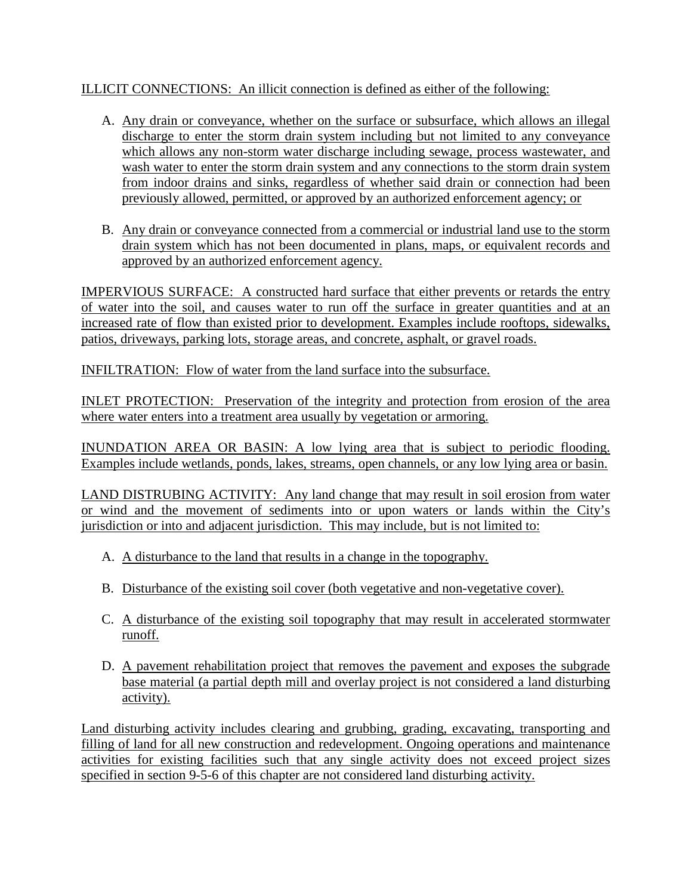ILLICIT CONNECTIONS: An illicit connection is defined as either of the following:

A. Any drain or conveyance, whether on the surface or subsurface, which allows an illegal discharge to enter the storm drain system including but not limited to any conveyance which allows any non-storm water discharge including sewage, process wastewater, and wash water to enter the storm drain system and any connections to the storm drain system from indoor drains and sinks, regardless of whether said drain or connection had been previously allowed, permitted, or approved by an authorized enforcement agency; or

B. Any drain or conveyance connected from a commercial or industrial land use to the storm drain system which has not been documented in plans, maps, or equivalent records and approved by an authorized enforcement agency.

IMPERVIOUS SURFACE: A constructed hard surface that either prevents or retards the entry of water into the soil, and causes water to run off the surface in greater quantities and at an increased rate of flow than existed prior to development. Examples include rooftops, sidewalks, patios, driveways, parking lots, storage areas, and concrete, asphalt, or gravel roads.

INFILTRATION: Flow of water from the land surface into the subsurface.

INLET PROTECTION: Preservation of the integrity and protection from erosion of the area where water enters into a treatment area usually by vegetation or armoring.

INUNDATION AREA OR BASIN: A low lying area that is subject to periodic flooding. Examples include wetlands, ponds, lakes, streams, open channels, or any low lying area or basin.

LAND DISTRUBING ACTIVITY: Any land change that may result in soil erosion from water or wind and the movement of sediments into or upon waters or lands within the City's jurisdiction or into and adjacent jurisdiction. This may include, but is not limited to:

A. A disturbance to the land that results in a change in the topography.

B. Disturbance of the existing soil cover (both vegetative and non-vegetative cover).

C. A disturbance of the existing soil topography that may result in accelerated stormwater runoff.

D. A pavement rehabilitation project that removes the pavement and exposes the subgrade base material (a partial depth mill and overlay project is not considered a land disturbing activity).

Land disturbing activity includes clearing and grubbing, grading, excavating, transporting and filling of land for all new construction and redevelopment. Ongoing operations and maintenance activities for existing facilities such that any single activity does not exceed project sizes specified in section 9-5-6 of this chapter are not considered land disturbing activity.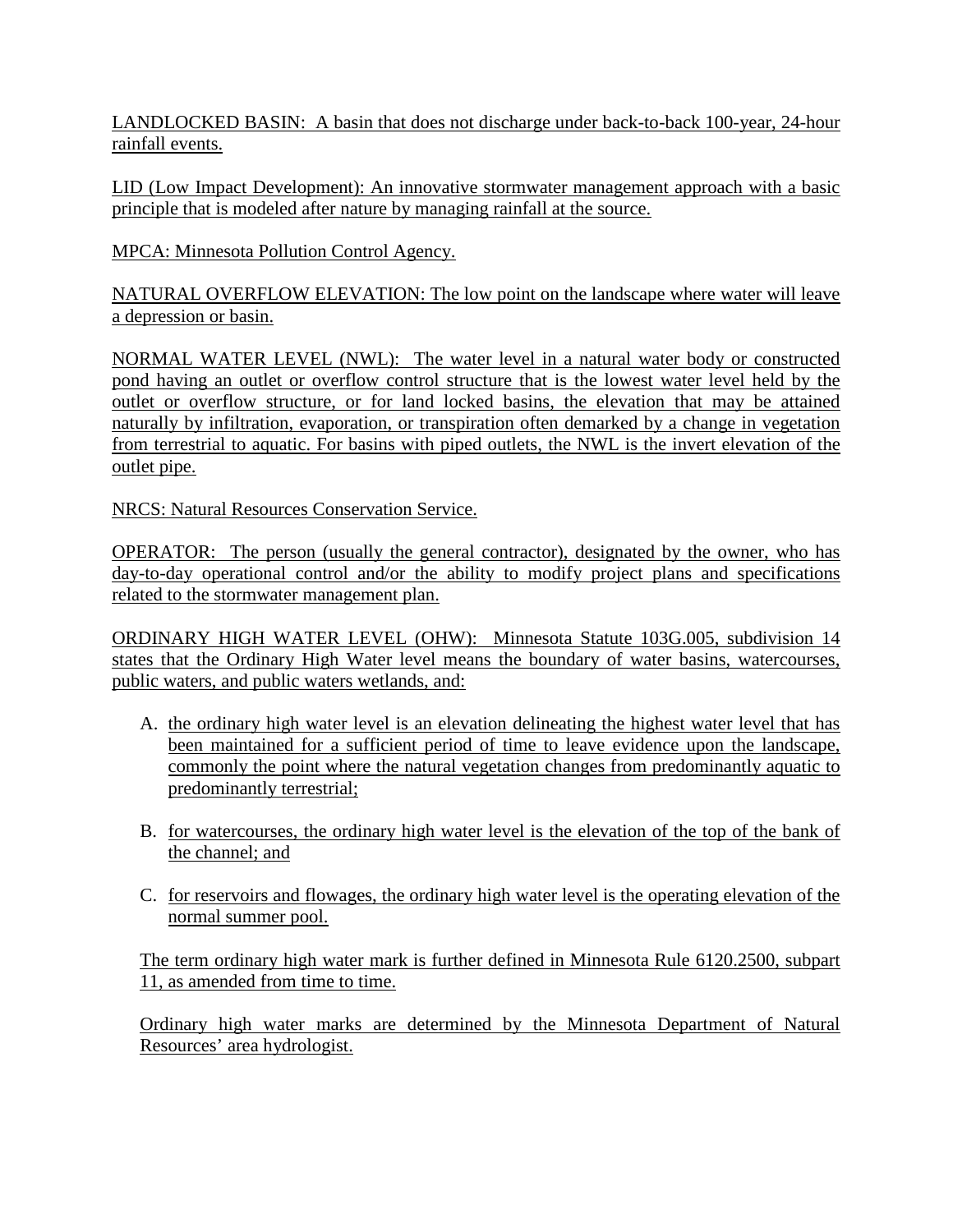LANDLOCKED BASIN: A basin that does not discharge under back-to-back 100-year, 24-hour rainfall events.

LID (Low Impact Development): An innovative stormwater management approach with a basic principle that is modeled after nature by managing rainfall at the source.

MPCA: Minnesota Pollution Control Agency.

NATURAL OVERFLOW ELEVATION: The low point on the landscape where water will leave a depression or basin.

NORMAL WATER LEVEL (NWL): The water level in a natural water body or constructed pond having an outlet or overflow control structure that is the lowest water level held by the outlet or overflow structure, or for land locked basins, the elevation that may be attained naturally by infiltration, evaporation, or transpiration often demarked by a change in vegetation from terrestrial to aquatic. For basins with piped outlets, the NWL is the invert elevation of the outlet pipe.

NRCS: Natural Resources Conservation Service.

OPERATOR: The person (usually the general contractor), designated by the owner, who has day-to-day operational control and/or the ability to modify project plans and specifications related to the stormwater management plan.

ORDINARY HIGH WATER LEVEL (OHW): Minnesota Statute 103G.005, subdivision 14 states that the Ordinary High Water level means the boundary of water basins, watercourses, public waters, and public waters wetlands, and:

A. the ordinary high water level is an elevation delineating the highest water level that has been maintained for a sufficient period of time to leave evidence upon the landscape, commonly the point where the natural vegetation changes from predominantly aquatic to predominantly terrestrial;

B. for watercourses, the ordinary high water level is the elevation of the top of the bank of the channel; and

C. for reservoirs and flowages, the ordinary high water level is the operating elevation of the normal summer pool.

The term ordinary high water mark is further defined in Minnesota Rule 6120.2500, subpart 11, as amended from time to time.

Ordinary high water marks are determined by the Minnesota Department of Natural Resources' area hydrologist.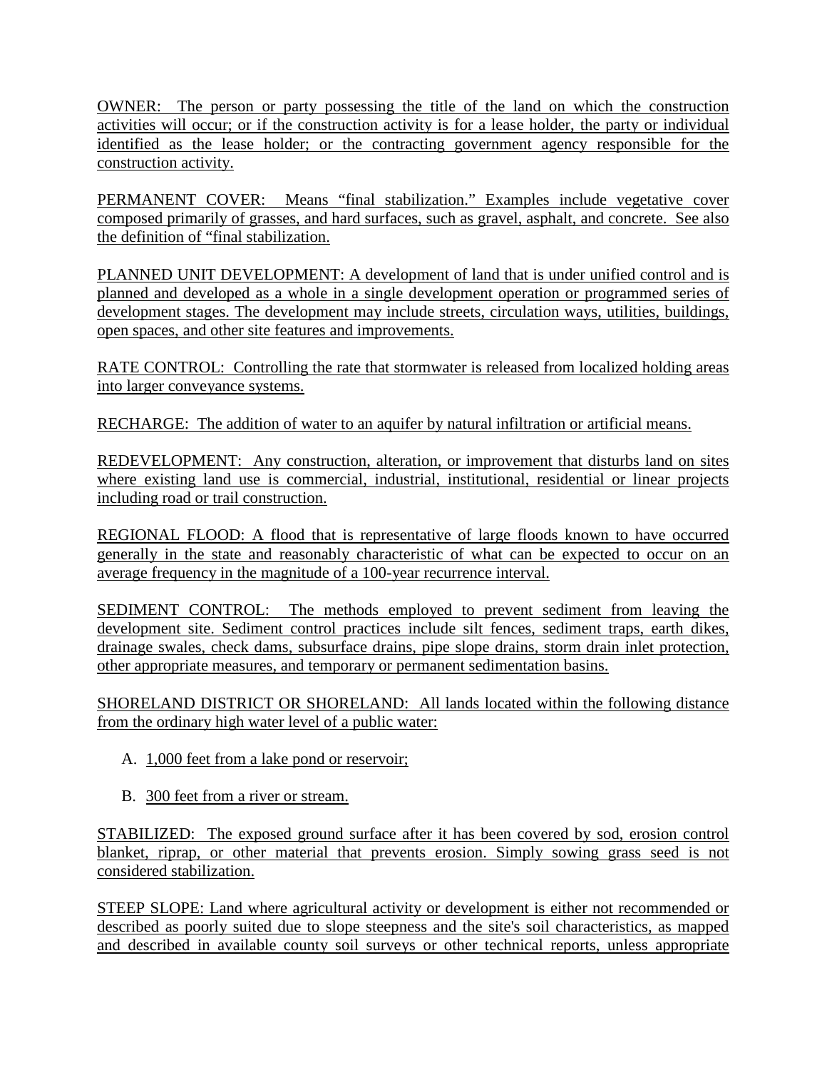OWNER: The person or party possessing the title of the land on which the construction activities will occur; or if the construction activity is for a lease holder, the party or individual identified as the lease holder; or the contracting government agency responsible for the construction activity.

PERMANENT COVER: Means "final stabilization." Examples include vegetative cover composed primarily of grasses, and hard surfaces, such as gravel, asphalt, and concrete. See also the definition of "final stabilization.

PLANNED UNIT DEVELOPMENT: A development of land that is under unified control and is planned and developed as a whole in a single development operation or programmed series of development stages. The development may include streets, circulation ways, utilities, buildings, open spaces, and other site features and improvements.

RATE CONTROL: Controlling the rate that stormwater is released from localized holding areas into larger conveyance systems.

RECHARGE: The addition of water to an aquifer by natural infiltration or artificial means.

REDEVELOPMENT: Any construction, alteration, or improvement that disturbs land on sites where existing land use is commercial, industrial, institutional, residential or linear projects including road or trail construction.

REGIONAL FLOOD: A flood that is representative of large floods known to have occurred generally in the state and reasonably characteristic of what can be expected to occur on an average frequency in the magnitude of a 100-year recurrence interval.

SEDIMENT CONTROL: The methods employed to prevent sediment from leaving the development site. Sediment control practices include silt fences, sediment traps, earth dikes, drainage swales, check dams, subsurface drains, pipe slope drains, storm drain inlet protection, other appropriate measures, and temporary or permanent sedimentation basins.

SHORELAND DISTRICT OR SHORELAND: All lands located within the following distance from the ordinary high water level of a public water:

A. 1,000 feet from a lake pond or reservoir;

B. 300 feet from a river or stream.

STABILIZED: The exposed ground surface after it has been covered by sod, erosion control blanket, riprap, or other material that prevents erosion. Simply sowing grass seed is not considered stabilization.

STEEP SLOPE: Land where agricultural activity or development is either not recommended or described as poorly suited due to slope steepness and the site's soil characteristics, as mapped and described in available county soil surveys or other technical reports, unless appropriate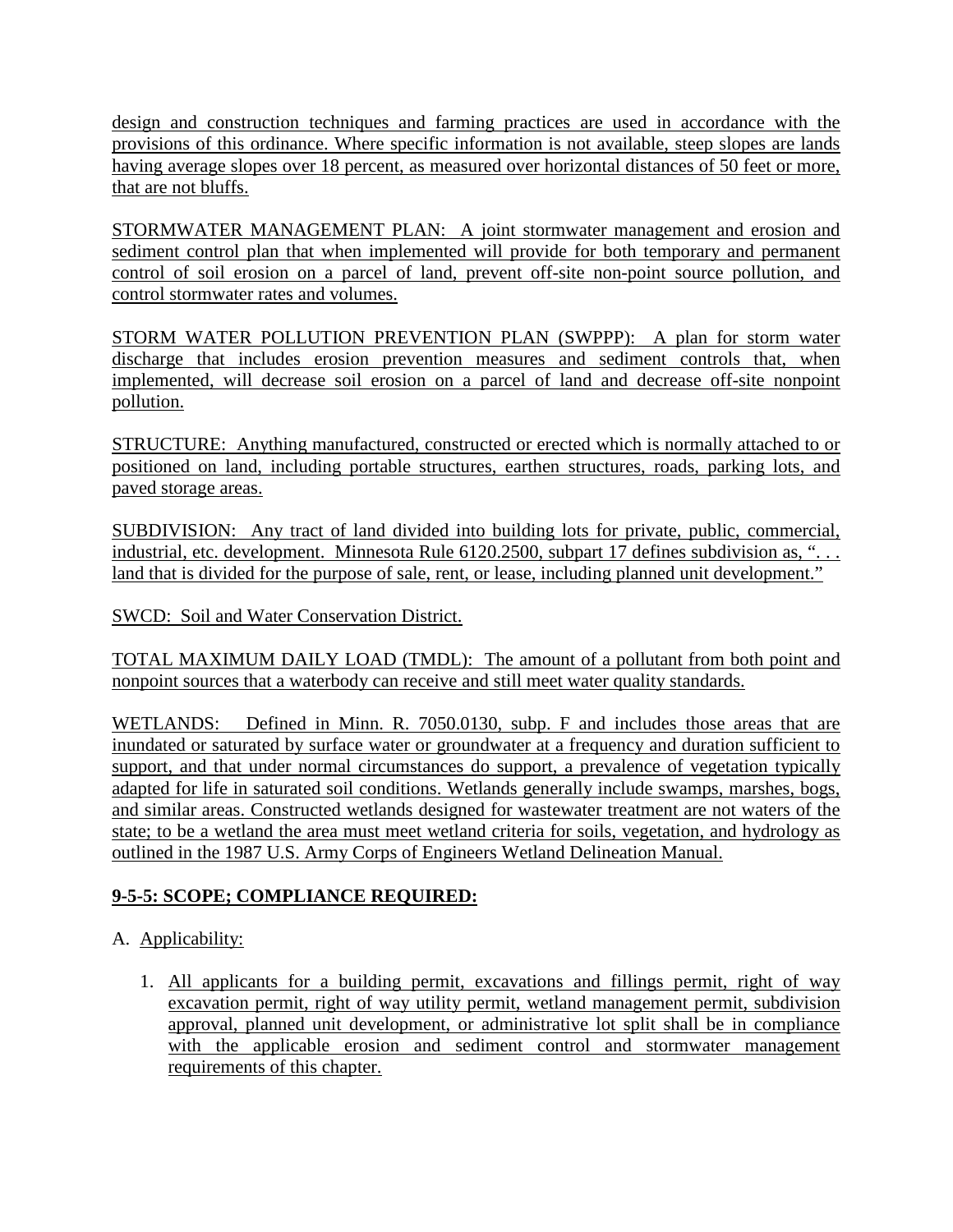design and construction techniques and farming practices are used in accordance with the provisions of this ordinance. Where specific information is not available, steep slopes are lands having average slopes over 18 percent, as measured over horizontal distances of 50 feet or more, that are not bluffs.

STORMWATER MANAGEMENT PLAN: A joint stormwater management and erosion and sediment control plan that when implemented will provide for both temporary and permanent control of soil erosion on a parcel of land, prevent off-site non-point source pollution, and control stormwater rates and volumes.

STORM WATER POLLUTION PREVENTION PLAN (SWPPP): A plan for storm water discharge that includes erosion prevention measures and sediment controls that, when implemented, will decrease soil erosion on a parcel of land and decrease off-site nonpoint pollution.

STRUCTURE: Anything manufactured, constructed or erected which is normally attached to or positioned on land, including portable structures, earthen structures, roads, parking lots, and paved storage areas.

SUBDIVISION: Any tract of land divided into building lots for private, public, commercial, industrial, etc. development. Minnesota Rule 6120.2500, subpart 17 defines subdivision as, ". . . land that is divided for the purpose of sale, rent, or lease, including planned unit development."

SWCD: Soil and Water Conservation District.

TOTAL MAXIMUM DAILY LOAD (TMDL): The amount of a pollutant from both point and nonpoint sources that a waterbody can receive and still meet water quality standards.

WETLANDS: Defined in Minn. R. 7050.0130, subp. F and includes those areas that are inundated or saturated by surface water or groundwater at a frequency and duration sufficient to support, and that under normal circumstances do support, a prevalence of vegetation typically adapted for life in saturated soil conditions. Wetlands generally include swamps, marshes, bogs, and similar areas. Constructed wetlands designed for wastewater treatment are not waters of the state; to be a wetland the area must meet wetland criteria for soils, vegetation, and hydrology as outlined in the 1987 U.S. Army Corps of Engineers Wetland Delineation Manual.

## 9-5-5: SCOPE; COMPLIANCE REQUIRED:

A. Applicability:

1. All applicants for a building permit, excavations and fillings permit, right of way excavation permit, right of way utility permit, wetland management permit, subdivision approval, planned unit development, or administrative lot split shall be in compliance with the applicable erosion and sediment control and stormwater management requirements of this chapter.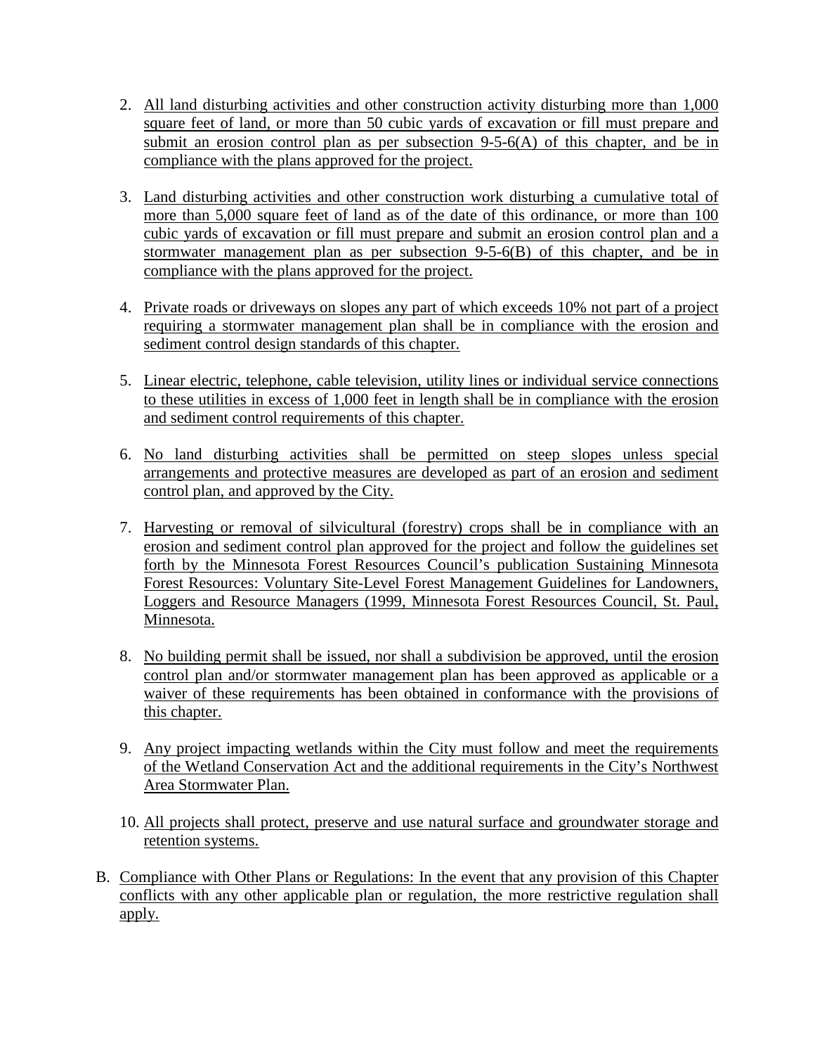2. All land disturbing activities and other construction activity disturbing more than 1,000 square feet of land, or more than 50 cubic yards of excavation or fill must prepare and submit an erosion control plan as per subsection 9-5-6(A) of this chapter, and be in compliance with the plans approved for the project.

3. Land disturbing activities and other construction work disturbing a cumulative total of more than 5,000 square feet of land as of the date of this ordinance, or more than 100 cubic yards of excavation or fill must prepare and submit an erosion control plan and a stormwater management plan as per subsection 9-5-6(B) of this chapter, and be in compliance with the plans approved for the project.

4. Private roads or driveways on slopes any part of which exceeds 10% not part of a project requiring a stormwater management plan shall be in compliance with the erosion and sediment control design standards of this chapter.

5. Linear electric, telephone, cable television, utility lines or individual service connections to these utilities in excess of 1,000 feet in length shall be in compliance with the erosion and sediment control requirements of this chapter.

6. No land disturbing activities shall be permitted on steep slopes unless special arrangements and protective measures are developed as part of an erosion and sediment control plan, and approved by the City.

7. Harvesting or removal of silvicultural (forestry) crops shall be in compliance with an erosion and sediment control plan approved for the project and follow the guidelines set forth by the Minnesota Forest Resources Council's publication Sustaining Minnesota Forest Resources: Voluntary Site-Level Forest Management Guidelines for Landowners, Loggers and Resource Managers (1999, Minnesota Forest Resources Council, St. Paul, Minnesota.

8. No building permit shall be issued, nor shall a subdivision be approved, until the erosion control plan and/or stormwater management plan has been approved as applicable or a waiver of these requirements has been obtained in conformance with the provisions of this chapter.

9. Any project impacting wetlands within the City must follow and meet the requirements of the Wetland Conservation Act and the additional requirements in the City's Northwest Area Stormwater Plan.

10. All projects shall protect, preserve and use natural surface and groundwater storage and retention systems.

B. Compliance with Other Plans or Regulations: In the event that any provision of this Chapter conflicts with any other applicable plan or regulation, the more restrictive regulation shall apply.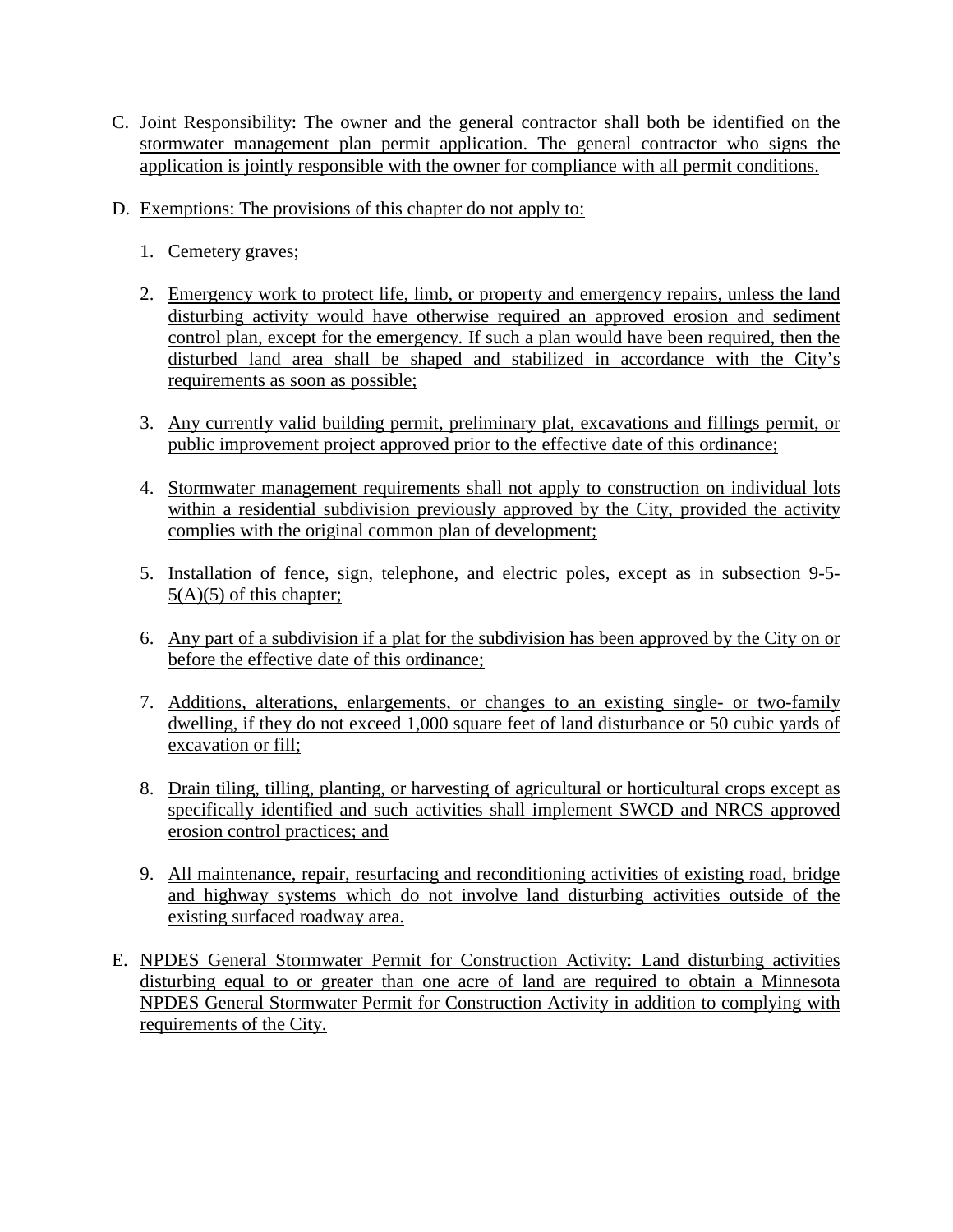C. Joint Responsibility: The owner and the general contractor shall both be identified on the stormwater management plan permit application. The general contractor who signs the application is jointly responsible with the owner for compliance with all permit conditions.

D. Exemptions: The provisions of this chapter do not apply to:

1. Cemetery graves;

2. Emergency work to protect life, limb, or property and emergency repairs, unless the land disturbing activity would have otherwise required an approved erosion and sediment control plan, except for the emergency. If such a plan would have been required, then the disturbed land area shall be shaped and stabilized in accordance with the City's requirements as soon as possible;

3. Any currently valid building permit, preliminary plat, excavations and fillings permit, or public improvement project approved prior to the effective date of this ordinance;

4. Stormwater management requirements shall not apply to construction on individual lots within a residential subdivision previously approved by the City, provided the activity complies with the original common plan of development;

5. Installation of fence, sign, telephone, and electric poles, except as in subsection 9-5-5(A)(5) of this chapter;

6. Any part of a subdivision if a plat for the subdivision has been approved by the City on or before the effective date of this ordinance;

7. Additions, alterations, enlargements, or changes to an existing single- or two-family dwelling, if they do not exceed 1,000 square feet of land disturbance or 50 cubic yards of excavation or fill;

8. Drain tiling, tilling, planting, or harvesting of agricultural or horticultural crops except as specifically identified and such activities shall implement SWCD and NRCS approved erosion control practices; and

9. All maintenance, repair, resurfacing and reconditioning activities of existing road, bridge and highway systems which do not involve land disturbing activities outside of the existing surfaced roadway area.

E. NPDES General Stormwater Permit for Construction Activity: Land disturbing activities disturbing equal to or greater than one acre of land are required to obtain a Minnesota NPDES General Stormwater Permit for Construction Activity in addition to complying with requirements of the City.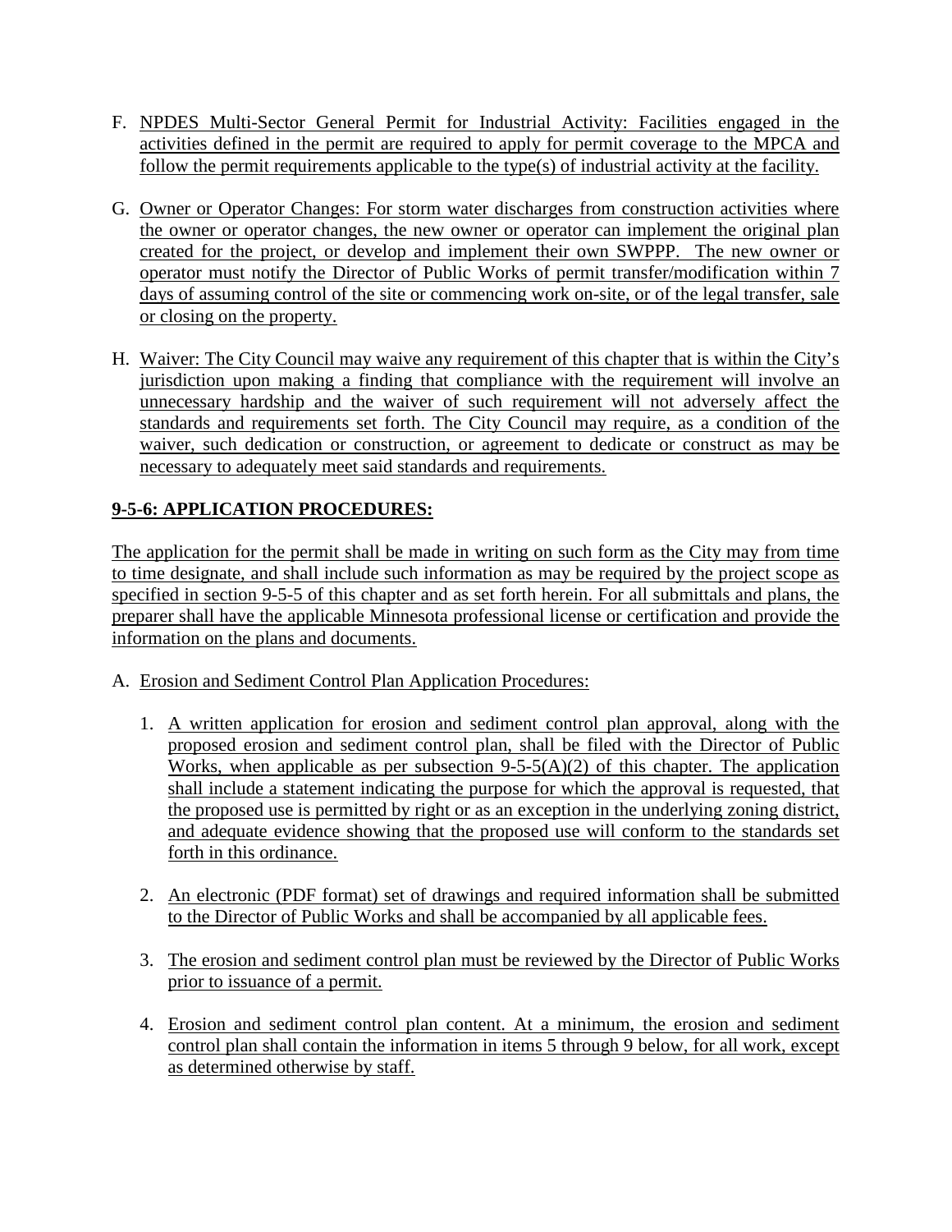F. NPDES Multi-Sector General Permit for Industrial Activity: Facilities engaged in the activities defined in the permit are required to apply for permit coverage to the MPCA and follow the permit requirements applicable to the type(s) of industrial activity at the facility.

G. Owner or Operator Changes: For storm water discharges from construction activities where the owner or operator changes, the new owner or operator can implement the original plan created for the project, or develop and implement their own SWPPP. The new owner or operator must notify the Director of Public Works of permit transfer/modification within 7 days of assuming control of the site or commencing work on-site, or of the legal transfer, sale or closing on the property.

H. Waiver: The City Council may waive any requirement of this chapter that is within the City's jurisdiction upon making a finding that compliance with the requirement will involve an unnecessary hardship and the waiver of such requirement will not adversely affect the standards and requirements set forth. The City Council may require, as a condition of the waiver, such dedication or construction, or agreement to dedicate or construct as may be necessary to adequately meet said standards and requirements.

**9-5-6: APPLICATION PROCEDURES:**

The application for the permit shall be made in writing on such form as the City may from time to time designate, and shall include such information as may be required by the project scope as specified in section 9-5-5 of this chapter and as set forth herein. For all submittals and plans, the preparer shall have the applicable Minnesota professional license or certification and provide the information on the plans and documents.

A. Erosion and Sediment Control Plan Application Procedures:

1. A written application for erosion and sediment control plan approval, along with the proposed erosion and sediment control plan, shall be filed with the Director of Public Works, when applicable as per subsection 9-5-5(A)(2) of this chapter. The application shall include a statement indicating the purpose for which the approval is requested, that the proposed use is permitted by right or as an exception in the underlying zoning district, and adequate evidence showing that the proposed use will conform to the standards set forth in this ordinance.

2. An electronic (PDF format) set of drawings and required information shall be submitted to the Director of Public Works and shall be accompanied by all applicable fees.

3. The erosion and sediment control plan must be reviewed by the Director of Public Works prior to issuance of a permit.

4. Erosion and sediment control plan content. At a minimum, the erosion and sediment control plan shall contain the information in items 5 through 9 below, for all work, except as determined otherwise by staff.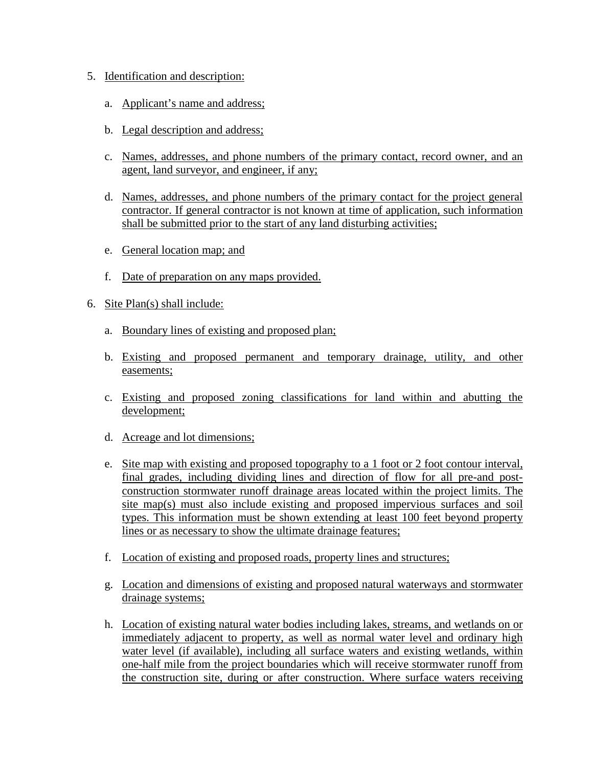5. Identification and description:

    a. Applicant's name and address;

    b. Legal description and address;

    c. Names, addresses, and phone numbers of the primary contact, record owner, and an agent, land surveyor, and engineer, if any;

    d. Names, addresses, and phone numbers of the primary contact for the project general contractor. If general contractor is not known at time of application, such information shall be submitted prior to the start of any land disturbing activities;

    e. General location map; and

    f. Date of preparation on any maps provided.

6. Site Plan(s) shall include:

    a. Boundary lines of existing and proposed plan;

    b. Existing and proposed permanent and temporary drainage, utility, and other easements;

    c. Existing and proposed zoning classifications for land within and abutting the development;

    d. Acreage and lot dimensions;

    e. Site map with existing and proposed topography to a 1 foot or 2 foot contour interval, final grades, including dividing lines and direction of flow for all pre-and post-construction stormwater runoff drainage areas located within the project limits. The site map(s) must also include existing and proposed impervious surfaces and soil types. This information must be shown extending at least 100 feet beyond property lines or as necessary to show the ultimate drainage features;

    f. Location of existing and proposed roads, property lines and structures;

    g. Location and dimensions of existing and proposed natural waterways and stormwater drainage systems;

    h. Location of existing natural water bodies including lakes, streams, and wetlands on or immediately adjacent to property, as well as normal water level and ordinary high water level (if available), including all surface waters and existing wetlands, within one-half mile from the project boundaries which will receive stormwater runoff from the construction site, during or after construction. Where surface waters receiving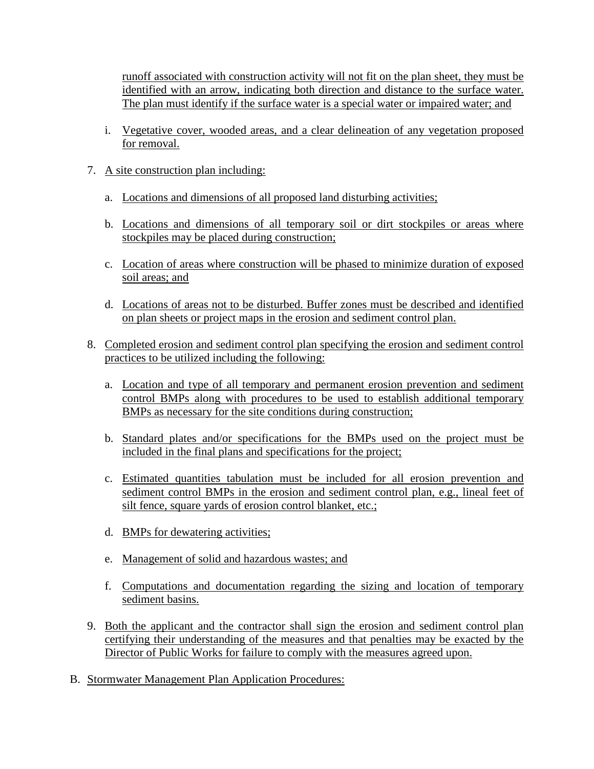runoff associated with construction activity will not fit on the plan sheet, they must be identified with an arrow, indicating both direction and distance to the surface water. The plan must identify if the surface water is a special water or impaired water; and

i. Vegetative cover, wooded areas, and a clear delineation of any vegetation proposed for removal.

7. A site construction plan including:

   a. Locations and dimensions of all proposed land disturbing activities;

   b. Locations and dimensions of all temporary soil or dirt stockpiles or areas where stockpiles may be placed during construction;

   c. Location of areas where construction will be phased to minimize duration of exposed soil areas; and

   d. Locations of areas not to be disturbed. Buffer zones must be described and identified on plan sheets or project maps in the erosion and sediment control plan.

8. Completed erosion and sediment control plan specifying the erosion and sediment control practices to be utilized including the following:

   a. Location and type of all temporary and permanent erosion prevention and sediment control BMPs along with procedures to be used to establish additional temporary BMPs as necessary for the site conditions during construction;

   b. Standard plates and/or specifications for the BMPs used on the project must be included in the final plans and specifications for the project;

   c. Estimated quantities tabulation must be included for all erosion prevention and sediment control BMPs in the erosion and sediment control plan, e.g., lineal feet of silt fence, square yards of erosion control blanket, etc.;

   d. BMPs for dewatering activities;

   e. Management of solid and hazardous wastes; and

   f. Computations and documentation regarding the sizing and location of temporary sediment basins.

9. Both the applicant and the contractor shall sign the erosion and sediment control plan certifying their understanding of the measures and that penalties may be exacted by the Director of Public Works for failure to comply with the measures agreed upon.

B. Stormwater Management Plan Application Procedures: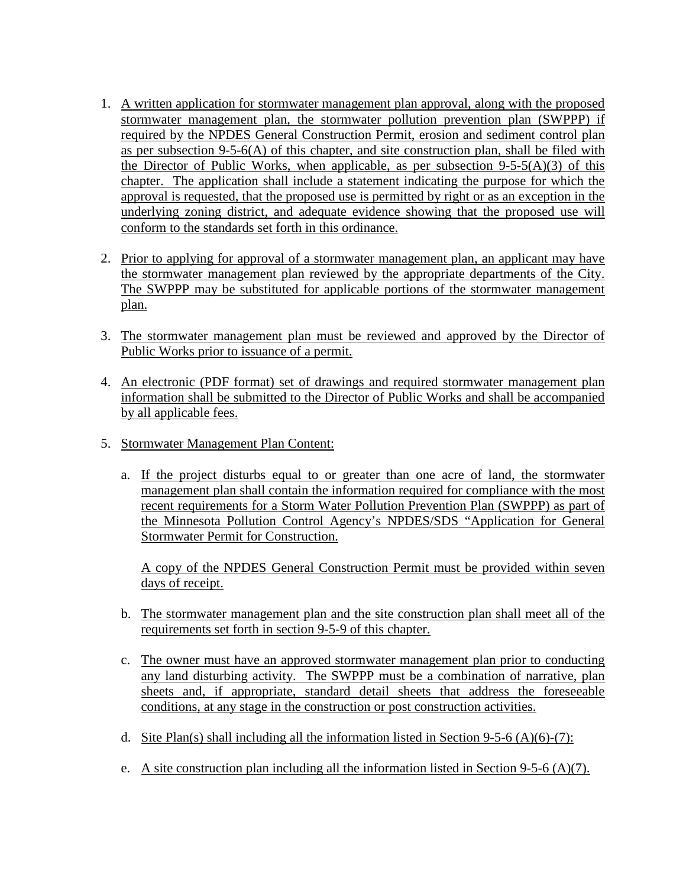1. A written application for stormwater management plan approval, along with the proposed stormwater management plan, the stormwater pollution prevention plan (SWPPP) if required by the NPDES General Construction Permit, erosion and sediment control plan as per subsection 9-5-6(A) of this chapter, and site construction plan, shall be filed with the Director of Public Works, when applicable, as per subsection 9-5-5(A)(3) of this chapter. The application shall include a statement indicating the purpose for which the approval is requested, that the proposed use is permitted by right or as an exception in the underlying zoning district, and adequate evidence showing that the proposed use will conform to the standards set forth in this ordinance.

2. Prior to applying for approval of a stormwater management plan, an applicant may have the stormwater management plan reviewed by the appropriate departments of the City. The SWPPP may be substituted for applicable portions of the stormwater management plan.

3. The stormwater management plan must be reviewed and approved by the Director of Public Works prior to issuance of a permit.

4. An electronic (PDF format) set of drawings and required stormwater management plan information shall be submitted to the Director of Public Works and shall be accompanied by all applicable fees.

5. Stormwater Management Plan Content:

   a. If the project disturbs equal to or greater than one acre of land, the stormwater management plan shall contain the information required for compliance with the most recent requirements for a Storm Water Pollution Prevention Plan (SWPPP) as part of the Minnesota Pollution Control Agency's NPDES/SDS "Application for General Stormwater Permit for Construction.

      A copy of the NPDES General Construction Permit must be provided within seven days of receipt.

   b. The stormwater management plan and the site construction plan shall meet all of the requirements set forth in section 9-5-9 of this chapter.

   c. The owner must have an approved stormwater management plan prior to conducting any land disturbing activity. The SWPPP must be a combination of narrative, plan sheets and, if appropriate, standard detail sheets that address the foreseeable conditions, at any stage in the construction or post construction activities.

   d. Site Plan(s) shall including all the information listed in Section 9-5-6 (A)(6)-(7):

   e. A site construction plan including all the information listed in Section 9-5-6 (A)(7).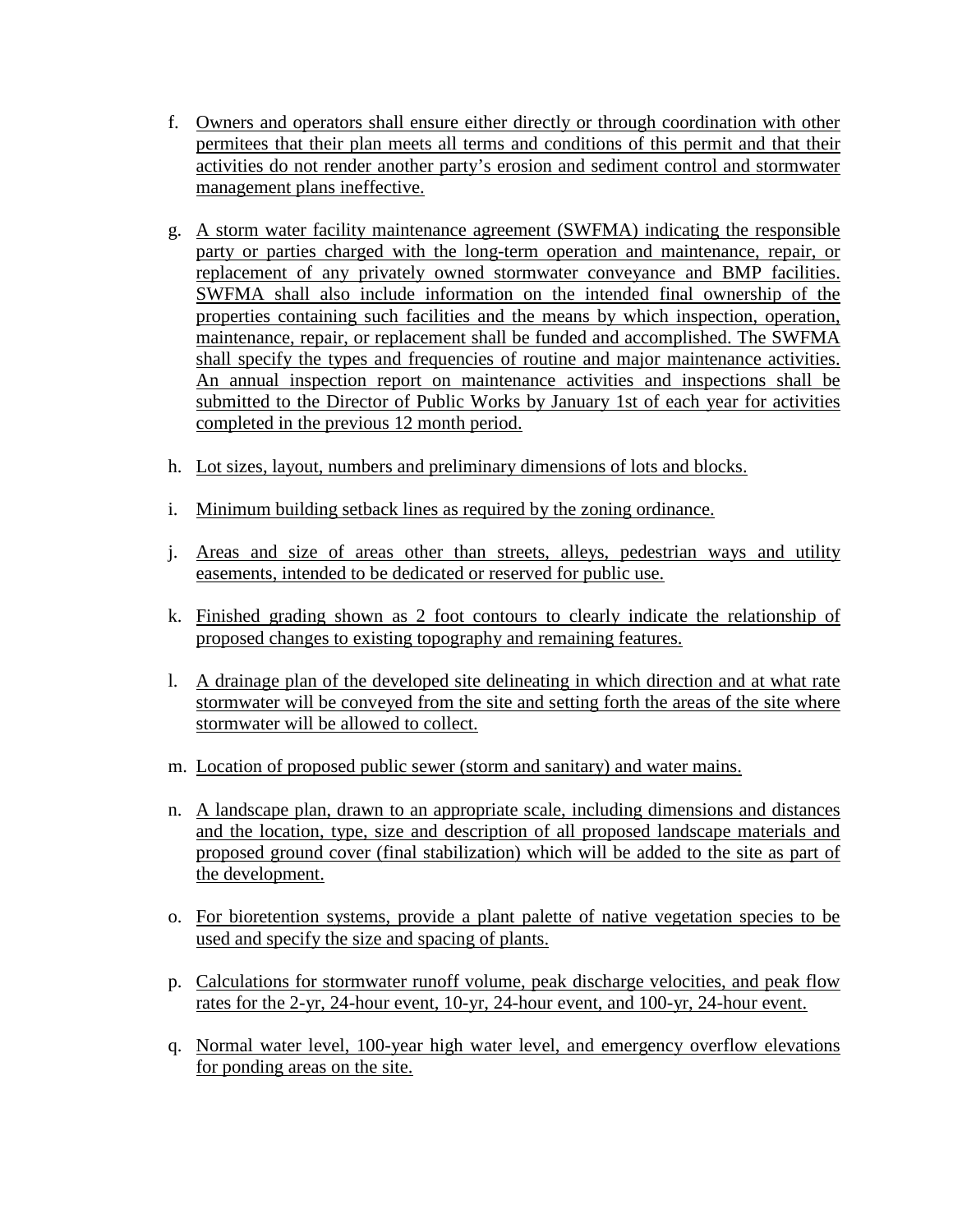f. Owners and operators shall ensure either directly or through coordination with other permitees that their plan meets all terms and conditions of this permit and that their activities do not render another party's erosion and sediment control and stormwater management plans ineffective.

g. A storm water facility maintenance agreement (SWFMA) indicating the responsible party or parties charged with the long-term operation and maintenance, repair, or replacement of any privately owned stormwater conveyance and BMP facilities. SWFMA shall also include information on the intended final ownership of the properties containing such facilities and the means by which inspection, operation, maintenance, repair, or replacement shall be funded and accomplished. The SWFMA shall specify the types and frequencies of routine and major maintenance activities. An annual inspection report on maintenance activities and inspections shall be submitted to the Director of Public Works by January 1st of each year for activities completed in the previous 12 month period.

h. Lot sizes, layout, numbers and preliminary dimensions of lots and blocks.

i. Minimum building setback lines as required by the zoning ordinance.

j. Areas and size of areas other than streets, alleys, pedestrian ways and utility easements, intended to be dedicated or reserved for public use.

k. Finished grading shown as 2 foot contours to clearly indicate the relationship of proposed changes to existing topography and remaining features.

l. A drainage plan of the developed site delineating in which direction and at what rate stormwater will be conveyed from the site and setting forth the areas of the site where stormwater will be allowed to collect.

m. Location of proposed public sewer (storm and sanitary) and water mains.

n. A landscape plan, drawn to an appropriate scale, including dimensions and distances and the location, type, size and description of all proposed landscape materials and proposed ground cover (final stabilization) which will be added to the site as part of the development.

o. For bioretention systems, provide a plant palette of native vegetation species to be used and specify the size and spacing of plants.

p. Calculations for stormwater runoff volume, peak discharge velocities, and peak flow rates for the 2-yr, 24-hour event, 10-yr, 24-hour event, and 100-yr, 24-hour event.

q. Normal water level, 100-year high water level, and emergency overflow elevations for ponding areas on the site.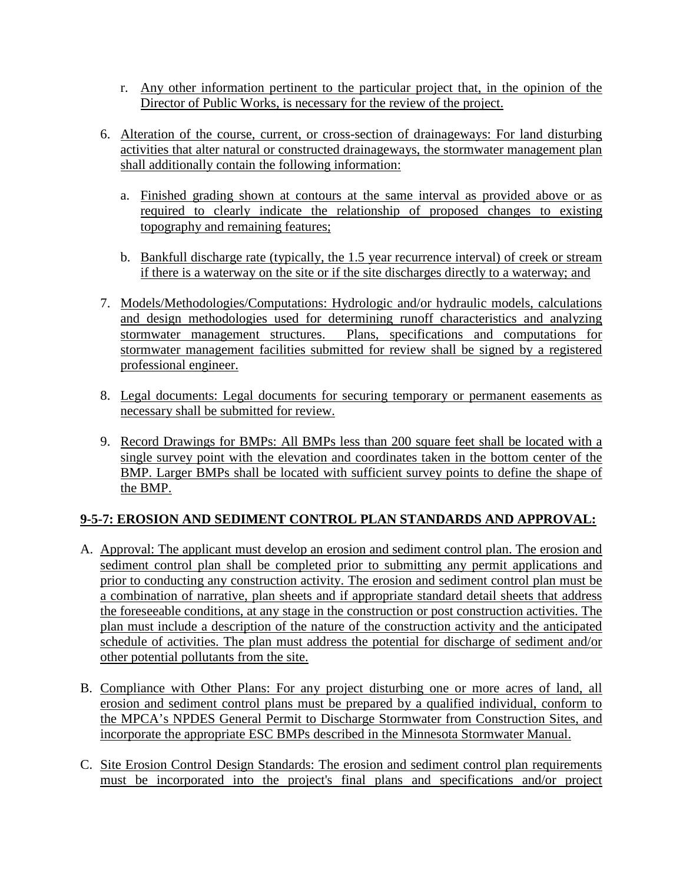r. Any other information pertinent to the particular project that, in the opinion of the Director of Public Works, is necessary for the review of the project.

6. Alteration of the course, current, or cross-section of drainageways: For land disturbing activities that alter natural or constructed drainageways, the stormwater management plan shall additionally contain the following information:

   a. Finished grading shown at contours at the same interval as provided above or as required to clearly indicate the relationship of proposed changes to existing topography and remaining features;

   b. Bankfull discharge rate (typically, the 1.5 year recurrence interval) of creek or stream if there is a waterway on the site or if the site discharges directly to a waterway; and

7. Models/Methodologies/Computations: Hydrologic and/or hydraulic models, calculations and design methodologies used for determining runoff characteristics and analyzing stormwater management structures. Plans, specifications and computations for stormwater management facilities submitted for review shall be signed by a registered professional engineer.

8. Legal documents: Legal documents for securing temporary or permanent easements as necessary shall be submitted for review.

9. Record Drawings for BMPs: All BMPs less than 200 square feet shall be located with a single survey point with the elevation and coordinates taken in the bottom center of the BMP. Larger BMPs shall be located with sufficient survey points to define the shape of the BMP.

## 9-5-7: EROSION AND SEDIMENT CONTROL PLAN STANDARDS AND APPROVAL:

A. Approval: The applicant must develop an erosion and sediment control plan. The erosion and sediment control plan shall be completed prior to submitting any permit applications and prior to conducting any construction activity. The erosion and sediment control plan must be a combination of narrative, plan sheets and if appropriate standard detail sheets that address the foreseeable conditions, at any stage in the construction or post construction activities. The plan must include a description of the nature of the construction activity and the anticipated schedule of activities. The plan must address the potential for discharge of sediment and/or other potential pollutants from the site.

B. Compliance with Other Plans: For any project disturbing one or more acres of land, all erosion and sediment control plans must be prepared by a qualified individual, conform to the MPCA's NPDES General Permit to Discharge Stormwater from Construction Sites, and incorporate the appropriate ESC BMPs described in the Minnesota Stormwater Manual.

C. Site Erosion Control Design Standards: The erosion and sediment control plan requirements must be incorporated into the project's final plans and specifications and/or project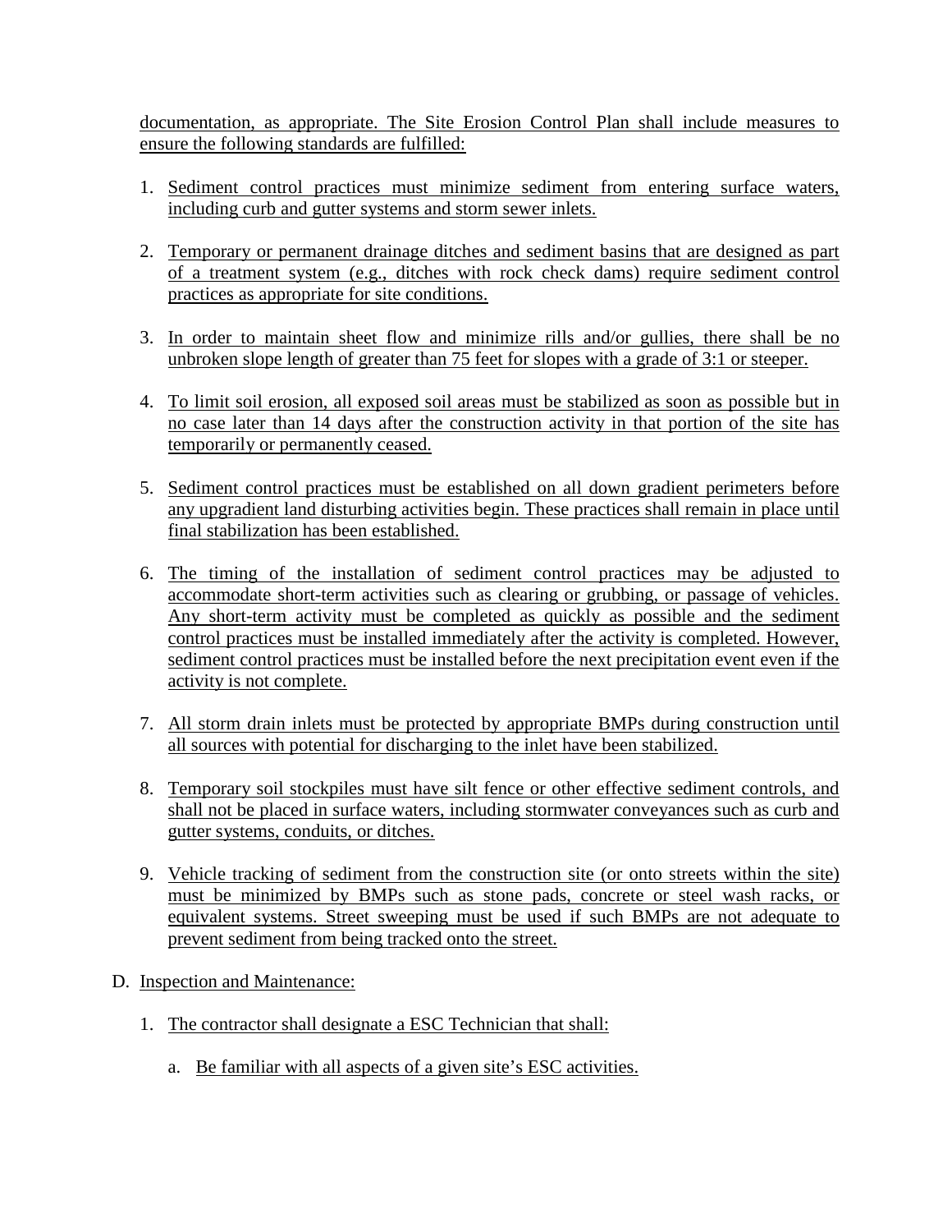documentation, as appropriate. The Site Erosion Control Plan shall include measures to ensure the following standards are fulfilled:

1. Sediment control practices must minimize sediment from entering surface waters, including curb and gutter systems and storm sewer inlets.

2. Temporary or permanent drainage ditches and sediment basins that are designed as part of a treatment system (e.g., ditches with rock check dams) require sediment control practices as appropriate for site conditions.

3. In order to maintain sheet flow and minimize rills and/or gullies, there shall be no unbroken slope length of greater than 75 feet for slopes with a grade of 3:1 or steeper.

4. To limit soil erosion, all exposed soil areas must be stabilized as soon as possible but in no case later than 14 days after the construction activity in that portion of the site has temporarily or permanently ceased.

5. Sediment control practices must be established on all down gradient perimeters before any upgradient land disturbing activities begin. These practices shall remain in place until final stabilization has been established.

6. The timing of the installation of sediment control practices may be adjusted to accommodate short-term activities such as clearing or grubbing, or passage of vehicles. Any short-term activity must be completed as quickly as possible and the sediment control practices must be installed immediately after the activity is completed. However, sediment control practices must be installed before the next precipitation event even if the activity is not complete.

7. All storm drain inlets must be protected by appropriate BMPs during construction until all sources with potential for discharging to the inlet have been stabilized.

8. Temporary soil stockpiles must have silt fence or other effective sediment controls, and shall not be placed in surface waters, including stormwater conveyances such as curb and gutter systems, conduits, or ditches.

9. Vehicle tracking of sediment from the construction site (or onto streets within the site) must be minimized by BMPs such as stone pads, concrete or steel wash racks, or equivalent systems. Street sweeping must be used if such BMPs are not adequate to prevent sediment from being tracked onto the street.

D. Inspection and Maintenance:

   1. The contractor shall designate a ESC Technician that shall:

      a. Be familiar with all aspects of a given site's ESC activities.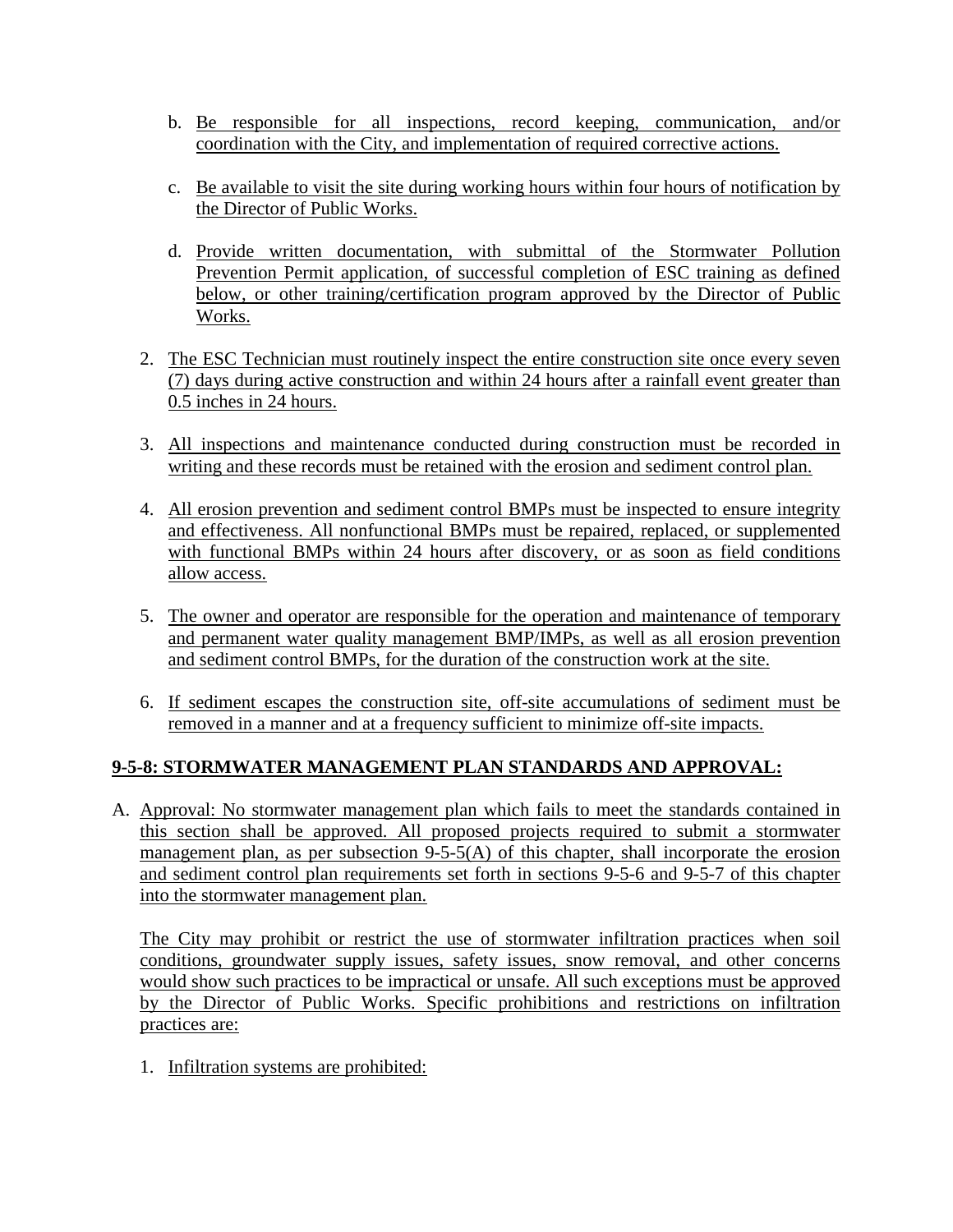b. Be responsible for all inspections, record keeping, communication, and/or coordination with the City, and implementation of required corrective actions.

c. Be available to visit the site during working hours within four hours of notification by the Director of Public Works.

d. Provide written documentation, with submittal of the Stormwater Pollution Prevention Permit application, of successful completion of ESC training as defined below, or other training/certification program approved by the Director of Public Works.

2. The ESC Technician must routinely inspect the entire construction site once every seven (7) days during active construction and within 24 hours after a rainfall event greater than 0.5 inches in 24 hours.

3. All inspections and maintenance conducted during construction must be recorded in writing and these records must be retained with the erosion and sediment control plan.

4. All erosion prevention and sediment control BMPs must be inspected to ensure integrity and effectiveness. All nonfunctional BMPs must be repaired, replaced, or supplemented with functional BMPs within 24 hours after discovery, or as soon as field conditions allow access.

5. The owner and operator are responsible for the operation and maintenance of temporary and permanent water quality management BMP/IMPs, as well as all erosion prevention and sediment control BMPs, for the duration of the construction work at the site.

6. If sediment escapes the construction site, off-site accumulations of sediment must be removed in a manner and at a frequency sufficient to minimize off-site impacts.

## 9-5-8: STORMWATER MANAGEMENT PLAN STANDARDS AND APPROVAL:

A. Approval: No stormwater management plan which fails to meet the standards contained in this section shall be approved. All proposed projects required to submit a stormwater management plan, as per subsection 9-5-5(A) of this chapter, shall incorporate the erosion and sediment control plan requirements set forth in sections 9-5-6 and 9-5-7 of this chapter into the stormwater management plan.

The City may prohibit or restrict the use of stormwater infiltration practices when soil conditions, groundwater supply issues, safety issues, snow removal, and other concerns would show such practices to be impractical or unsafe. All such exceptions must be approved by the Director of Public Works. Specific prohibitions and restrictions on infiltration practices are:

1. Infiltration systems are prohibited: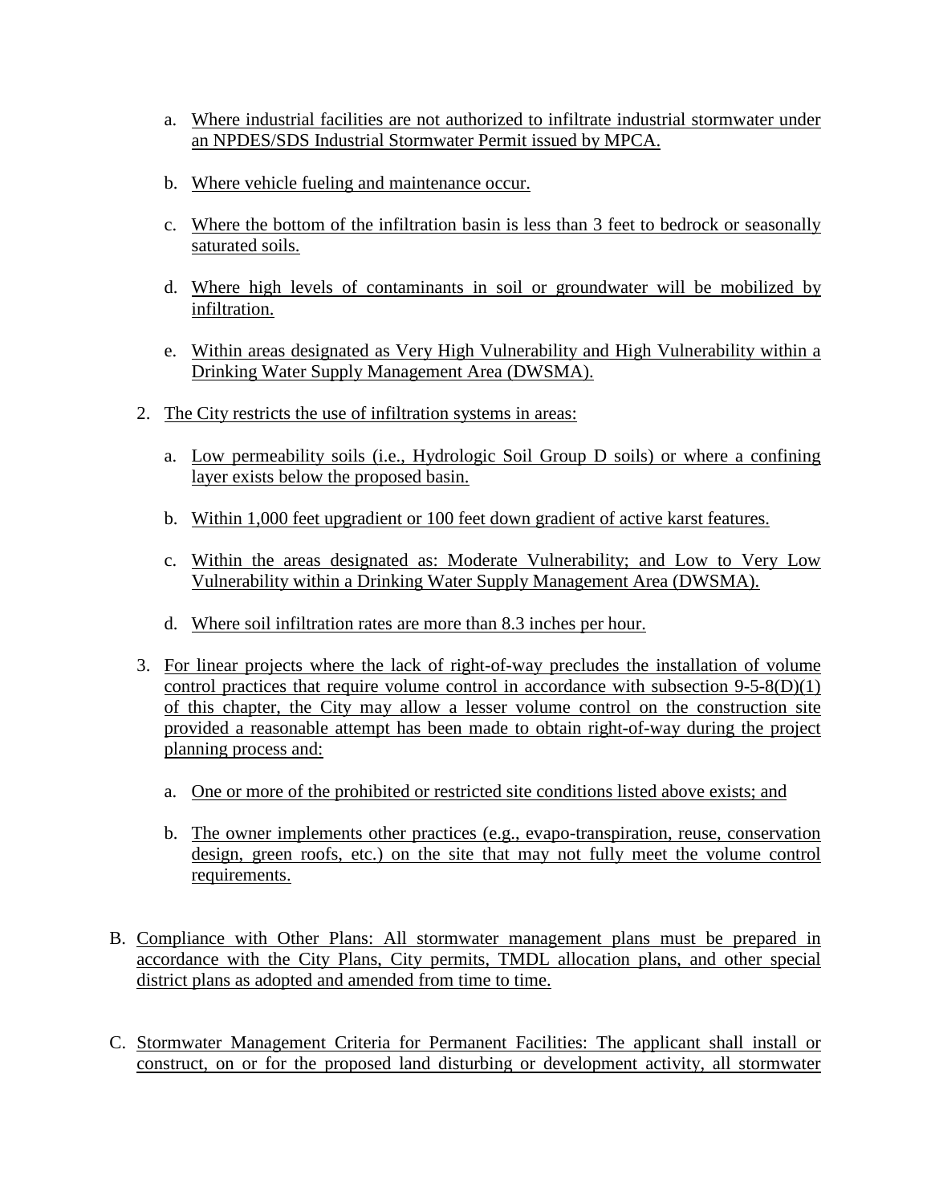a. Where industrial facilities are not authorized to infiltrate industrial stormwater under an NPDES/SDS Industrial Stormwater Permit issued by MPCA.

  b. Where vehicle fueling and maintenance occur.

  c. Where the bottom of the infiltration basin is less than 3 feet to bedrock or seasonally saturated soils.

  d. Where high levels of contaminants in soil or groundwater will be mobilized by infiltration.

  e. Within areas designated as Very High Vulnerability and High Vulnerability within a Drinking Water Supply Management Area (DWSMA).

2. The City restricts the use of infiltration systems in areas:

  a. Low permeability soils (i.e., Hydrologic Soil Group D soils) or where a confining layer exists below the proposed basin.

  b. Within 1,000 feet upgradient or 100 feet down gradient of active karst features.

  c. Within the areas designated as: Moderate Vulnerability; and Low to Very Low Vulnerability within a Drinking Water Supply Management Area (DWSMA).

  d. Where soil infiltration rates are more than 8.3 inches per hour.

3. For linear projects where the lack of right-of-way precludes the installation of volume control practices that require volume control in accordance with subsection 9-5-8(D)(1) of this chapter, the City may allow a lesser volume control on the construction site provided a reasonable attempt has been made to obtain right-of-way during the project planning process and:

  a. One or more of the prohibited or restricted site conditions listed above exists; and

  b. The owner implements other practices (e.g., evapo-transpiration, reuse, conservation design, green roofs, etc.) on the site that may not fully meet the volume control requirements.

B. Compliance with Other Plans: All stormwater management plans must be prepared in accordance with the City Plans, City permits, TMDL allocation plans, and other special district plans as adopted and amended from time to time.

C. Stormwater Management Criteria for Permanent Facilities: The applicant shall install or construct, on or for the proposed land disturbing or development activity, all stormwater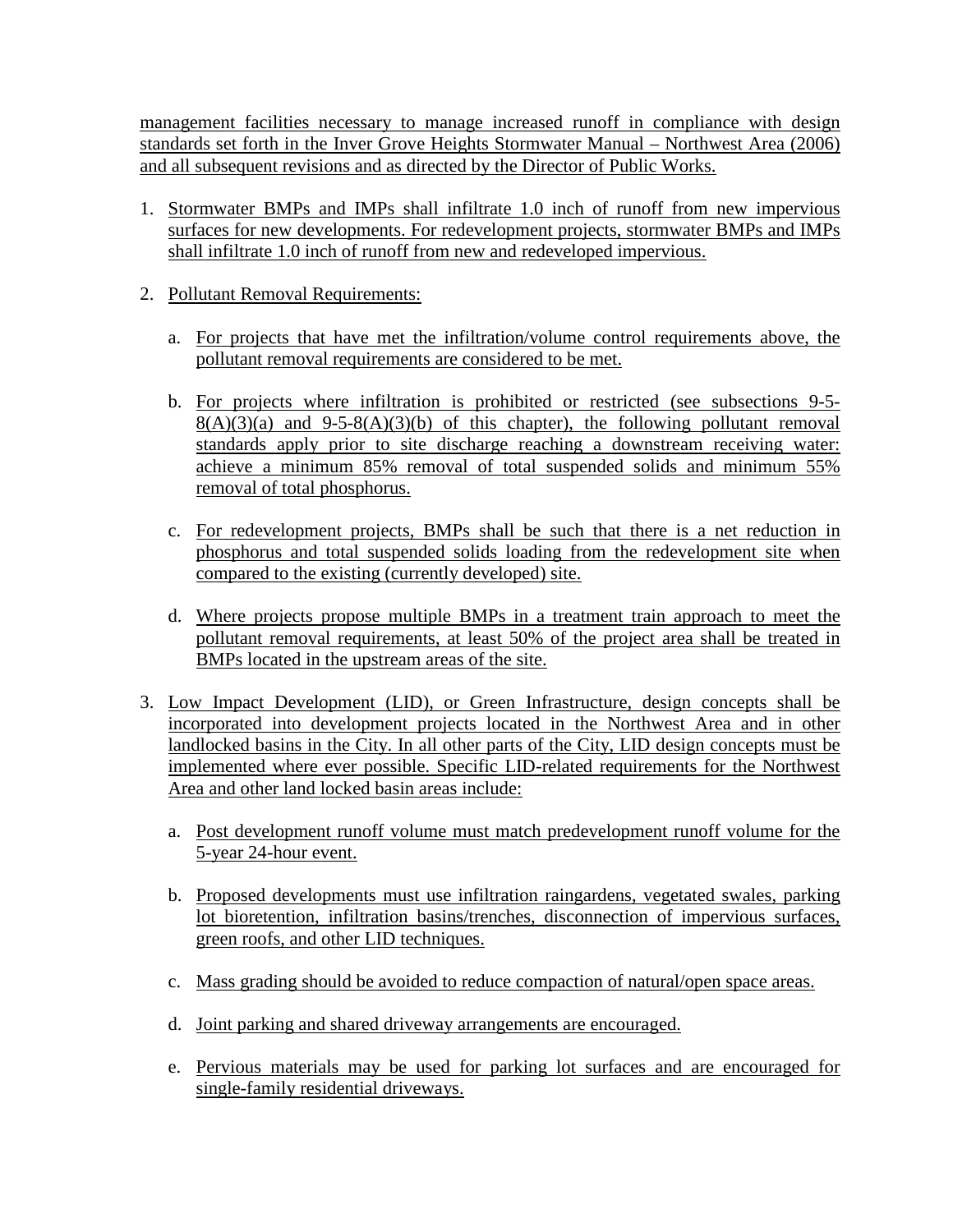management facilities necessary to manage increased runoff in compliance with design standards set forth in the Inver Grove Heights Stormwater Manual – Northwest Area (2006) and all subsequent revisions and as directed by the Director of Public Works.

1. Stormwater BMPs and IMPs shall infiltrate 1.0 inch of runoff from new impervious surfaces for new developments. For redevelopment projects, stormwater BMPs and IMPs shall infiltrate 1.0 inch of runoff from new and redeveloped impervious.

2. Pollutant Removal Requirements:

   a. For projects that have met the infiltration/volume control requirements above, the pollutant removal requirements are considered to be met.

   b. For projects where infiltration is prohibited or restricted (see subsections 9-5-8(A)(3)(a) and 9-5-8(A)(3)(b) of this chapter), the following pollutant removal standards apply prior to site discharge reaching a downstream receiving water: achieve a minimum 85% removal of total suspended solids and minimum 55% removal of total phosphorus.

   c. For redevelopment projects, BMPs shall be such that there is a net reduction in phosphorus and total suspended solids loading from the redevelopment site when compared to the existing (currently developed) site.

   d. Where projects propose multiple BMPs in a treatment train approach to meet the pollutant removal requirements, at least 50% of the project area shall be treated in BMPs located in the upstream areas of the site.

3. Low Impact Development (LID), or Green Infrastructure, design concepts shall be incorporated into development projects located in the Northwest Area and in other landlocked basins in the City. In all other parts of the City, LID design concepts must be implemented where ever possible. Specific LID-related requirements for the Northwest Area and other land locked basin areas include:

   a. Post development runoff volume must match predevelopment runoff volume for the 5-year 24-hour event.

   b. Proposed developments must use infiltration raingardens, vegetated swales, parking lot bioretention, infiltration basins/trenches, disconnection of impervious surfaces, green roofs, and other LID techniques.

   c. Mass grading should be avoided to reduce compaction of natural/open space areas.

   d. Joint parking and shared driveway arrangements are encouraged.

   e. Pervious materials may be used for parking lot surfaces and are encouraged for single-family residential driveways.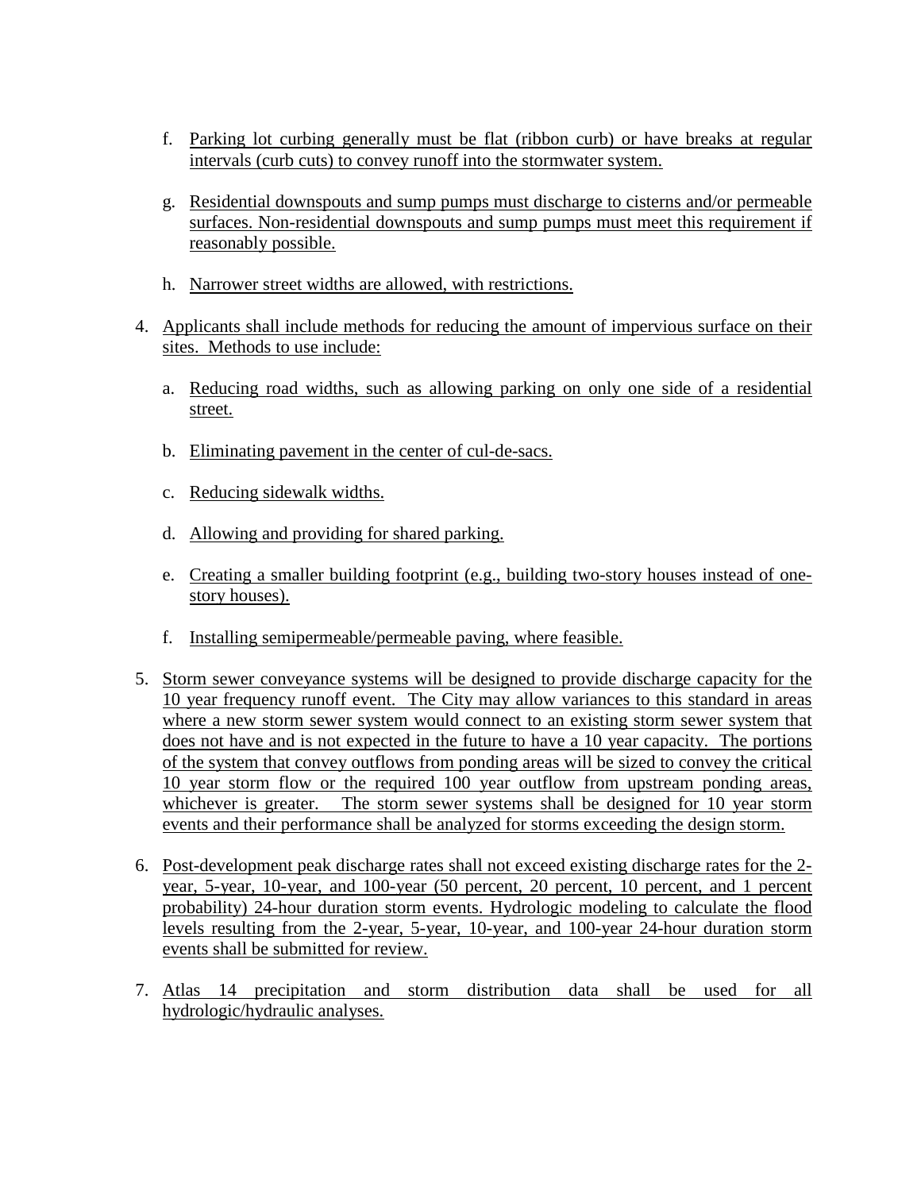f. Parking lot curbing generally must be flat (ribbon curb) or have breaks at regular intervals (curb cuts) to convey runoff into the stormwater system.

g. Residential downspouts and sump pumps must discharge to cisterns and/or permeable surfaces. Non-residential downspouts and sump pumps must meet this requirement if reasonably possible.

h. Narrower street widths are allowed, with restrictions.

4. Applicants shall include methods for reducing the amount of impervious surface on their sites. Methods to use include:

   a. Reducing road widths, such as allowing parking on only one side of a residential street.

   b. Eliminating pavement in the center of cul-de-sacs.

   c. Reducing sidewalk widths.

   d. Allowing and providing for shared parking.

   e. Creating a smaller building footprint (e.g., building two-story houses instead of one-story houses).

   f. Installing semipermeable/permeable paving, where feasible.

5. Storm sewer conveyance systems will be designed to provide discharge capacity for the 10 year frequency runoff event. The City may allow variances to this standard in areas where a new storm sewer system would connect to an existing storm sewer system that does not have and is not expected in the future to have a 10 year capacity. The portions of the system that convey outflows from ponding areas will be sized to convey the critical 10 year storm flow or the required 100 year outflow from upstream ponding areas, whichever is greater. The storm sewer systems shall be designed for 10 year storm events and their performance shall be analyzed for storms exceeding the design storm.

6. Post-development peak discharge rates shall not exceed existing discharge rates for the 2-year, 5-year, 10-year, and 100-year (50 percent, 20 percent, 10 percent, and 1 percent probability) 24-hour duration storm events. Hydrologic modeling to calculate the flood levels resulting from the 2-year, 5-year, 10-year, and 100-year 24-hour duration storm events shall be submitted for review.

7. Atlas 14 precipitation and storm distribution data shall be used for all hydrologic/hydraulic analyses.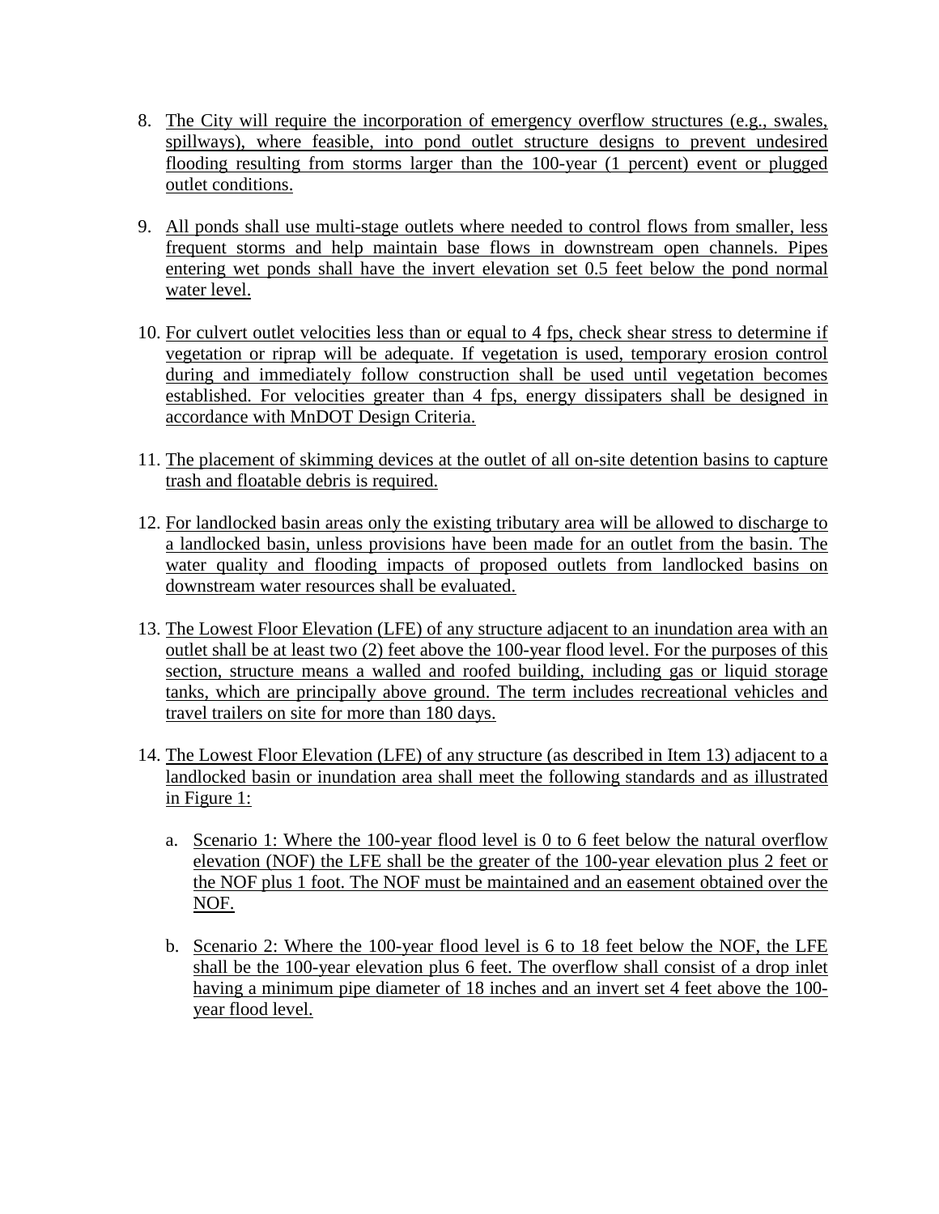8. The City will require the incorporation of emergency overflow structures (e.g., swales, spillways), where feasible, into pond outlet structure designs to prevent undesired flooding resulting from storms larger than the 100-year (1 percent) event or plugged outlet conditions.

9. All ponds shall use multi-stage outlets where needed to control flows from smaller, less frequent storms and help maintain base flows in downstream open channels. Pipes entering wet ponds shall have the invert elevation set 0.5 feet below the pond normal water level.

10. For culvert outlet velocities less than or equal to 4 fps, check shear stress to determine if vegetation or riprap will be adequate. If vegetation is used, temporary erosion control during and immediately follow construction shall be used until vegetation becomes established. For velocities greater than 4 fps, energy dissipaters shall be designed in accordance with MnDOT Design Criteria.

11. The placement of skimming devices at the outlet of all on-site detention basins to capture trash and floatable debris is required.

12. For landlocked basin areas only the existing tributary area will be allowed to discharge to a landlocked basin, unless provisions have been made for an outlet from the basin. The water quality and flooding impacts of proposed outlets from landlocked basins on downstream water resources shall be evaluated.

13. The Lowest Floor Elevation (LFE) of any structure adjacent to an inundation area with an outlet shall be at least two (2) feet above the 100-year flood level. For the purposes of this section, structure means a walled and roofed building, including gas or liquid storage tanks, which are principally above ground. The term includes recreational vehicles and travel trailers on site for more than 180 days.

14. The Lowest Floor Elevation (LFE) of any structure (as described in Item 13) adjacent to a landlocked basin or inundation area shall meet the following standards and as illustrated in Figure 1:

    a. Scenario 1: Where the 100-year flood level is 0 to 6 feet below the natural overflow elevation (NOF) the LFE shall be the greater of the 100-year elevation plus 2 feet or the NOF plus 1 foot. The NOF must be maintained and an easement obtained over the NOF.

    b. Scenario 2: Where the 100-year flood level is 6 to 18 feet below the NOF, the LFE shall be the 100-year elevation plus 6 feet. The overflow shall consist of a drop inlet having a minimum pipe diameter of 18 inches and an invert set 4 feet above the 100-year flood level.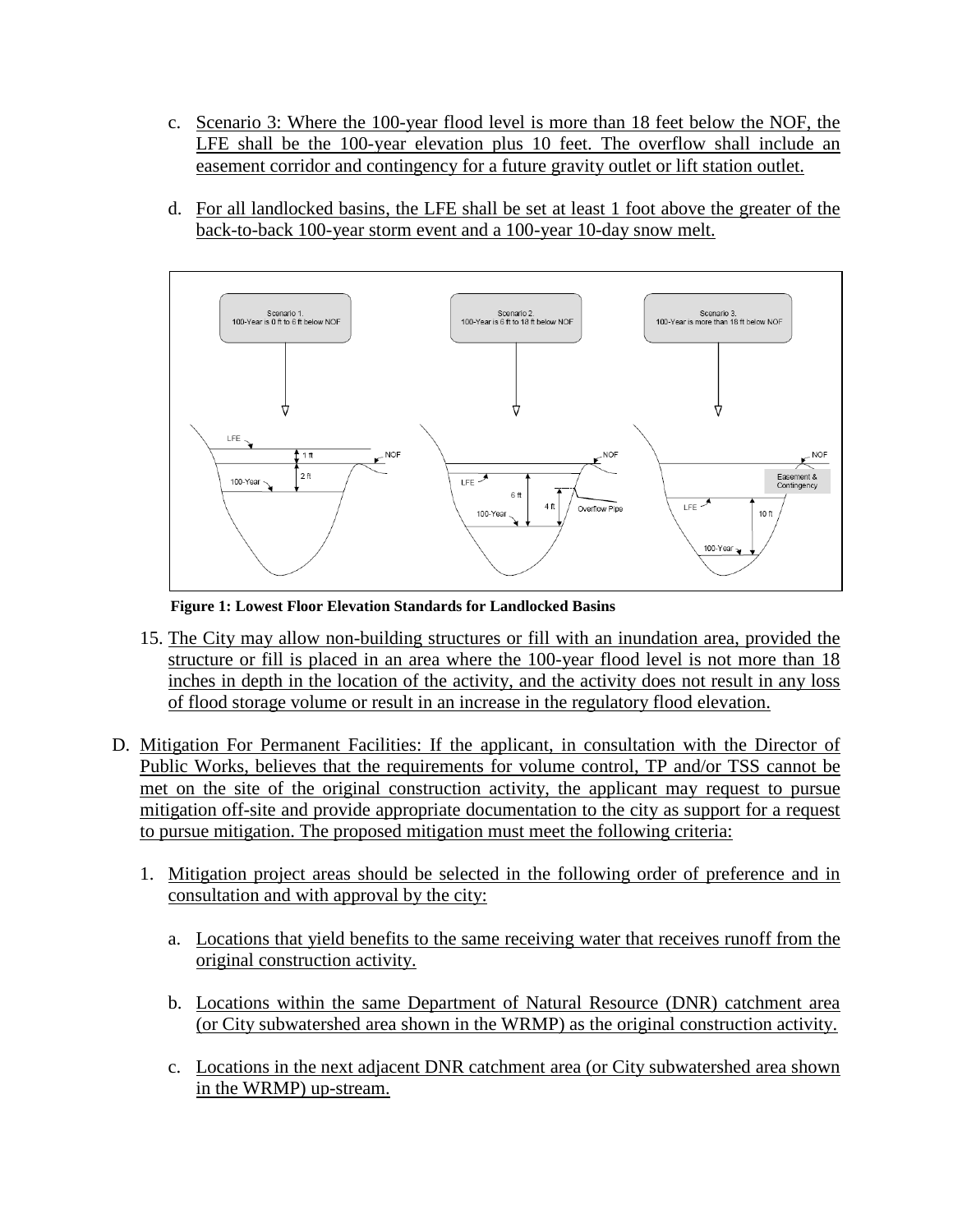c. Scenario 3: Where the 100-year flood level is more than 18 feet below the NOF, the LFE shall be the 100-year elevation plus 10 feet. The overflow shall include an easement corridor and contingency for a future gravity outlet or lift station outlet.

d. For all landlocked basins, the LFE shall be set at least 1 foot above the greater of the back-to-back 100-year storm event and a 100-year 10-day snow melt.

**Figure 1: Lowest Floor Elevation Standards for Landlocked Basins**

15. The City may allow non-building structures or fill with an inundation area, provided the structure or fill is placed in an area where the 100-year flood level is not more than 18 inches in depth in the location of the activity, and the activity does not result in any loss of flood storage volume or result in an increase in the regulatory flood elevation.

D. Mitigation For Permanent Facilities: If the applicant, in consultation with the Director of Public Works, believes that the requirements for volume control, TP and/or TSS cannot be met on the site of the original construction activity, the applicant may request to pursue mitigation off-site and provide appropriate documentation to the city as support for a request to pursue mitigation. The proposed mitigation must meet the following criteria:

1. Mitigation project areas should be selected in the following order of preference and in consultation and with approval by the city:

   a. Locations that yield benefits to the same receiving water that receives runoff from the original construction activity.

   b. Locations within the same Department of Natural Resource (DNR) catchment area (or City subwatershed area shown in the WRMP) as the original construction activity.

   c. Locations in the next adjacent DNR catchment area (or City subwatershed area shown in the WRMP) up-stream.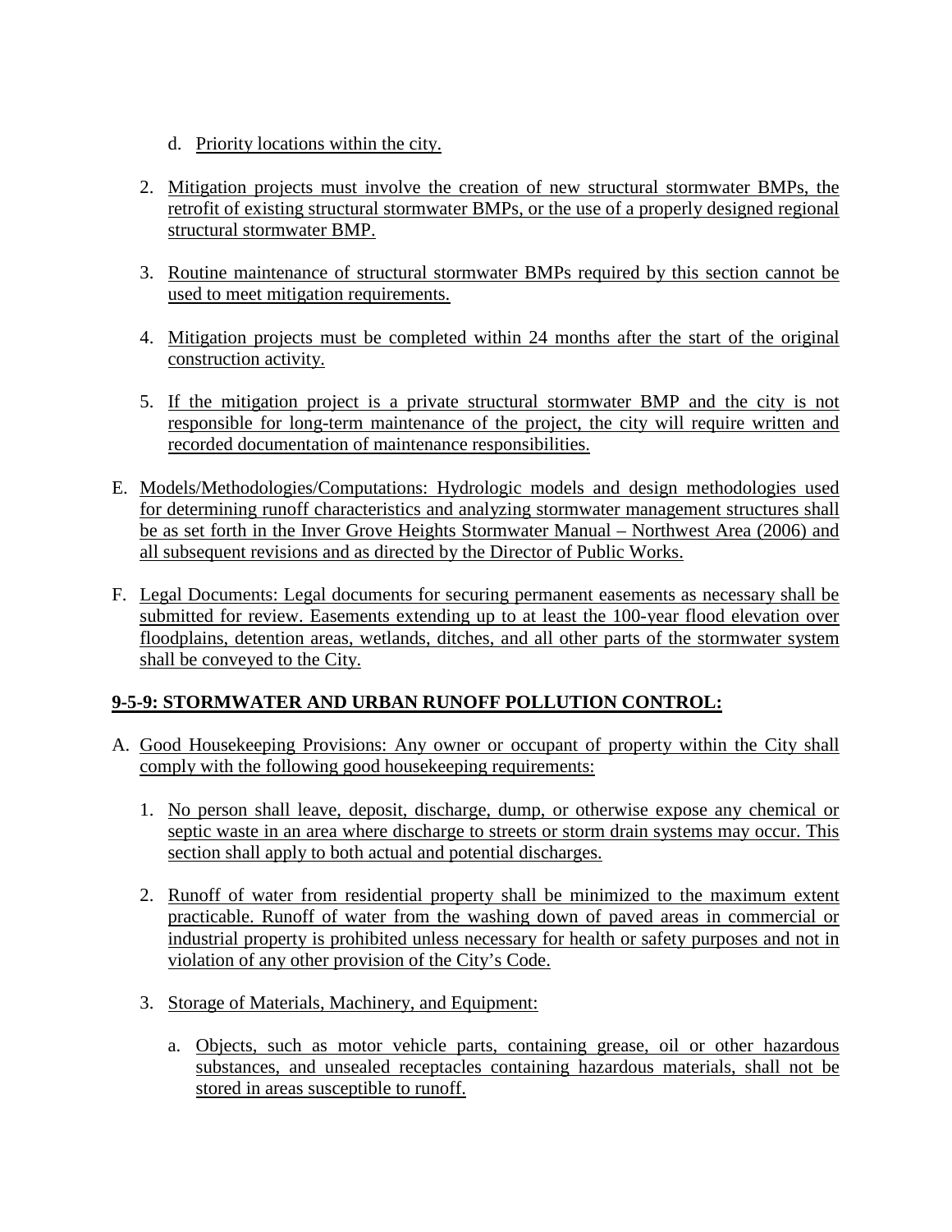d. Priority locations within the city.

2. Mitigation projects must involve the creation of new structural stormwater BMPs, the retrofit of existing structural stormwater BMPs, or the use of a properly designed regional structural stormwater BMP.

3. Routine maintenance of structural stormwater BMPs required by this section cannot be used to meet mitigation requirements.

4. Mitigation projects must be completed within 24 months after the start of the original construction activity.

5. If the mitigation project is a private structural stormwater BMP and the city is not responsible for long-term maintenance of the project, the city will require written and recorded documentation of maintenance responsibilities.

E. Models/Methodologies/Computations: Hydrologic models and design methodologies used for determining runoff characteristics and analyzing stormwater management structures shall be as set forth in the Inver Grove Heights Stormwater Manual – Northwest Area (2006) and all subsequent revisions and as directed by the Director of Public Works.

F. Legal Documents: Legal documents for securing permanent easements as necessary shall be submitted for review. Easements extending up to at least the 100-year flood elevation over floodplains, detention areas, wetlands, ditches, and all other parts of the stormwater system shall be conveyed to the City.

## 9-5-9: STORMWATER AND URBAN RUNOFF POLLUTION CONTROL:

A. Good Housekeeping Provisions: Any owner or occupant of property within the City shall comply with the following good housekeeping requirements:

1. No person shall leave, deposit, discharge, dump, or otherwise expose any chemical or septic waste in an area where discharge to streets or storm drain systems may occur. This section shall apply to both actual and potential discharges.

2. Runoff of water from residential property shall be minimized to the maximum extent practicable. Runoff of water from the washing down of paved areas in commercial or industrial property is prohibited unless necessary for health or safety purposes and not in violation of any other provision of the City's Code.

3. Storage of Materials, Machinery, and Equipment:

a. Objects, such as motor vehicle parts, containing grease, oil or other hazardous substances, and unsealed receptacles containing hazardous materials, shall not be stored in areas susceptible to runoff.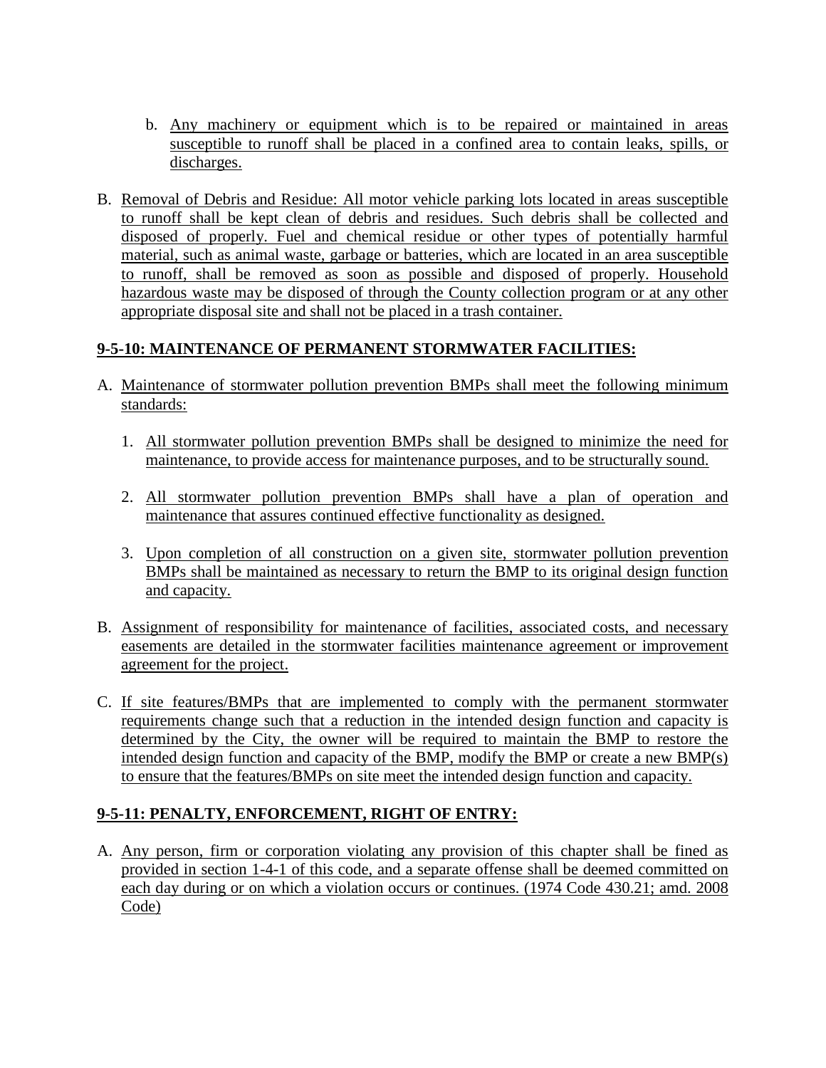b. Any machinery or equipment which is to be repaired or maintained in areas susceptible to runoff shall be placed in a confined area to contain leaks, spills, or discharges.

B. Removal of Debris and Residue: All motor vehicle parking lots located in areas susceptible to runoff shall be kept clean of debris and residues. Such debris shall be collected and disposed of properly. Fuel and chemical residue or other types of potentially harmful material, such as animal waste, garbage or batteries, which are located in an area susceptible to runoff, shall be removed as soon as possible and disposed of properly. Household hazardous waste may be disposed of through the County collection program or at any other appropriate disposal site and shall not be placed in a trash container.

## 9-5-10: MAINTENANCE OF PERMANENT STORMWATER FACILITIES:

A. Maintenance of stormwater pollution prevention BMPs shall meet the following minimum standards:

1. All stormwater pollution prevention BMPs shall be designed to minimize the need for maintenance, to provide access for maintenance purposes, and to be structurally sound.

2. All stormwater pollution prevention BMPs shall have a plan of operation and maintenance that assures continued effective functionality as designed.

3. Upon completion of all construction on a given site, stormwater pollution prevention BMPs shall be maintained as necessary to return the BMP to its original design function and capacity.

B. Assignment of responsibility for maintenance of facilities, associated costs, and necessary easements are detailed in the stormwater facilities maintenance agreement or improvement agreement for the project.

C. If site features/BMPs that are implemented to comply with the permanent stormwater requirements change such that a reduction in the intended design function and capacity is determined by the City, the owner will be required to maintain the BMP to restore the intended design function and capacity of the BMP, modify the BMP or create a new BMP(s) to ensure that the features/BMPs on site meet the intended design function and capacity.

## 9-5-11: PENALTY, ENFORCEMENT, RIGHT OF ENTRY:

A. Any person, firm or corporation violating any provision of this chapter shall be fined as provided in section 1-4-1 of this code, and a separate offense shall be deemed committed on each day during or on which a violation occurs or continues. (1974 Code 430.21; amd. 2008 Code)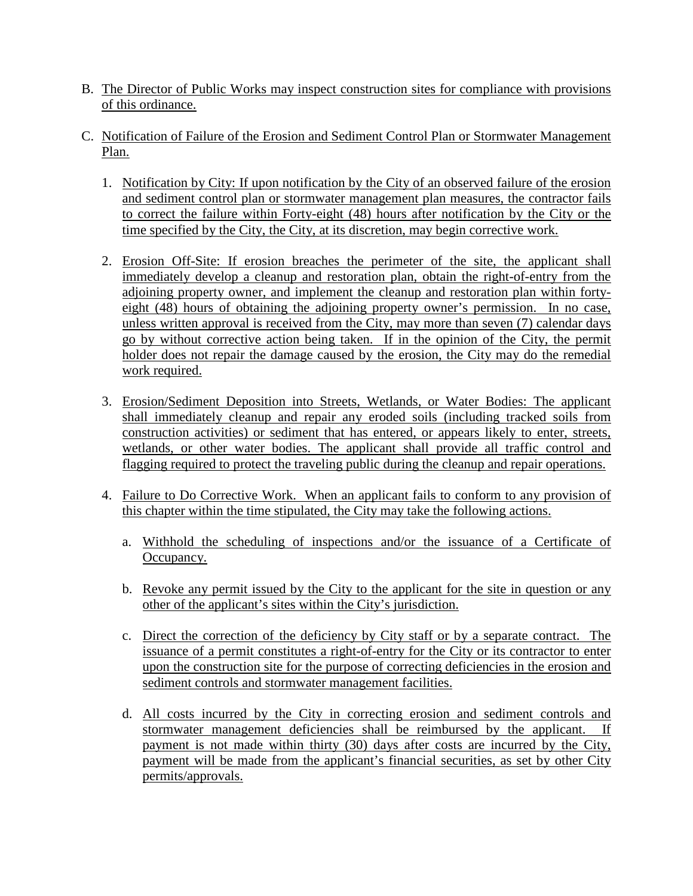B. The Director of Public Works may inspect construction sites for compliance with provisions of this ordinance.

C. Notification of Failure of the Erosion and Sediment Control Plan or Stormwater Management Plan.

   1. Notification by City: If upon notification by the City of an observed failure of the erosion and sediment control plan or stormwater management plan measures, the contractor fails to correct the failure within Forty-eight (48) hours after notification by the City or the time specified by the City, the City, at its discretion, may begin corrective work.

   2. Erosion Off-Site: If erosion breaches the perimeter of the site, the applicant shall immediately develop a cleanup and restoration plan, obtain the right-of-entry from the adjoining property owner, and implement the cleanup and restoration plan within forty-eight (48) hours of obtaining the adjoining property owner's permission. In no case, unless written approval is received from the City, may more than seven (7) calendar days go by without corrective action being taken. If in the opinion of the City, the permit holder does not repair the damage caused by the erosion, the City may do the remedial work required.

   3. Erosion/Sediment Deposition into Streets, Wetlands, or Water Bodies: The applicant shall immediately cleanup and repair any eroded soils (including tracked soils from construction activities) or sediment that has entered, or appears likely to enter, streets, wetlands, or other water bodies. The applicant shall provide all traffic control and flagging required to protect the traveling public during the cleanup and repair operations.

   4. Failure to Do Corrective Work. When an applicant fails to conform to any provision of this chapter within the time stipulated, the City may take the following actions.

      a. Withhold the scheduling of inspections and/or the issuance of a Certificate of Occupancy.

      b. Revoke any permit issued by the City to the applicant for the site in question or any other of the applicant's sites within the City's jurisdiction.

      c. Direct the correction of the deficiency by City staff or by a separate contract. The issuance of a permit constitutes a right-of-entry for the City or its contractor to enter upon the construction site for the purpose of correcting deficiencies in the erosion and sediment controls and stormwater management facilities.

      d. All costs incurred by the City in correcting erosion and sediment controls and stormwater management deficiencies shall be reimbursed by the applicant. If payment is not made within thirty (30) days after costs are incurred by the City, payment will be made from the applicant's financial securities, as set by other City permits/approvals.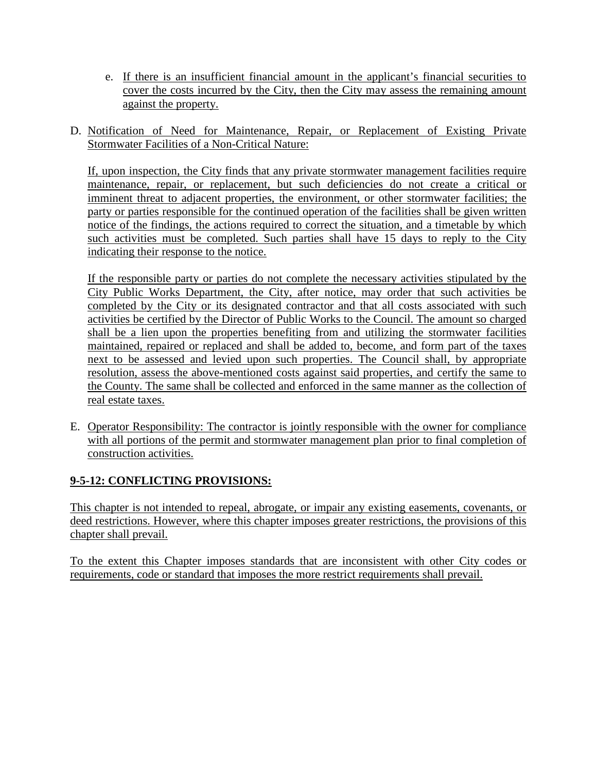e. If there is an insufficient financial amount in the applicant's financial securities to cover the costs incurred by the City, then the City may assess the remaining amount against the property.

D. Notification of Need for Maintenance, Repair, or Replacement of Existing Private Stormwater Facilities of a Non-Critical Nature:

   If, upon inspection, the City finds that any private stormwater management facilities require maintenance, repair, or replacement, but such deficiencies do not create a critical or imminent threat to adjacent properties, the environment, or other stormwater facilities; the party or parties responsible for the continued operation of the facilities shall be given written notice of the findings, the actions required to correct the situation, and a timetable by which such activities must be completed. Such parties shall have 15 days to reply to the City indicating their response to the notice.

   If the responsible party or parties do not complete the necessary activities stipulated by the City Public Works Department, the City, after notice, may order that such activities be completed by the City or its designated contractor and that all costs associated with such activities be certified by the Director of Public Works to the Council. The amount so charged shall be a lien upon the properties benefiting from and utilizing the stormwater facilities maintained, repaired or replaced and shall be added to, become, and form part of the taxes next to be assessed and levied upon such properties. The Council shall, by appropriate resolution, assess the above-mentioned costs against said properties, and certify the same to the County. The same shall be collected and enforced in the same manner as the collection of real estate taxes.

E. Operator Responsibility: The contractor is jointly responsible with the owner for compliance with all portions of the permit and stormwater management plan prior to final completion of construction activities.

**9-5-12: CONFLICTING PROVISIONS:**

This chapter is not intended to repeal, abrogate, or impair any existing easements, covenants, or deed restrictions. However, where this chapter imposes greater restrictions, the provisions of this chapter shall prevail.

To the extent this Chapter imposes standards that are inconsistent with other City codes or requirements, code or standard that imposes the more restrict requirements shall prevail.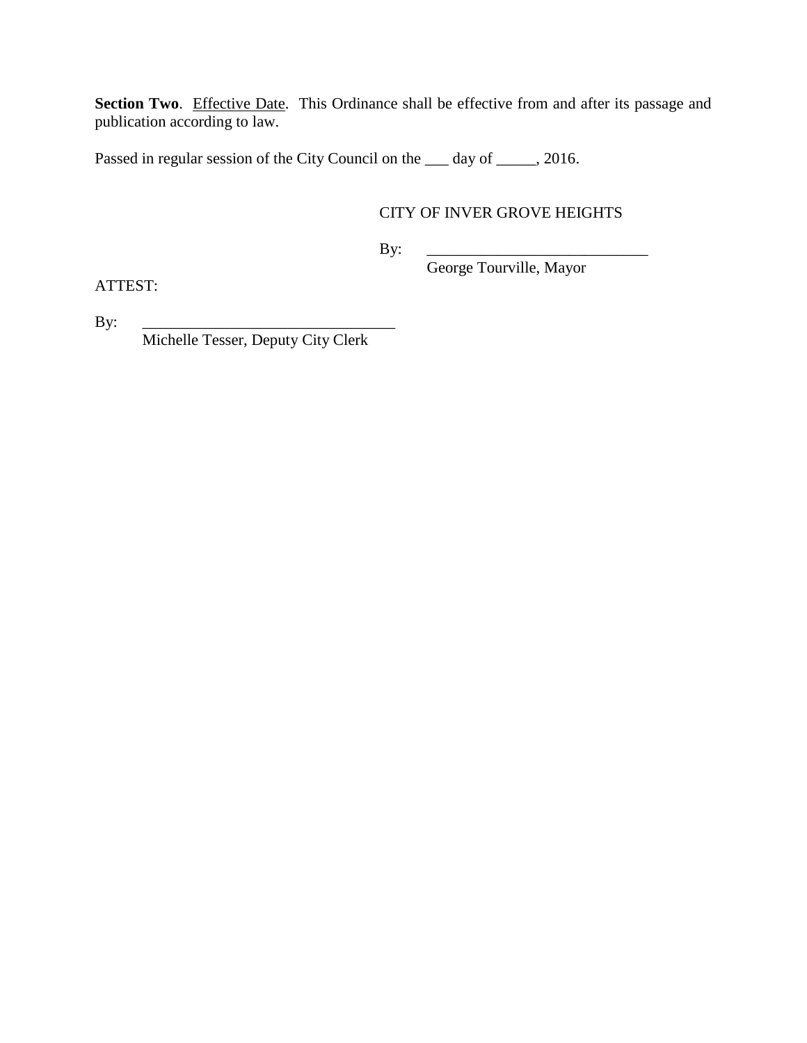**Section Two**. Effective Date. This Ordinance shall be effective from and after its passage and publication according to law.

Passed in regular session of the City Council on the ___ day of _____, 2016.

CITY OF INVER GROVE HEIGHTS

By: ____________________________
George Tourville, Mayor

ATTEST:

By: ________________________________
Michelle Tesser, Deputy City Clerk